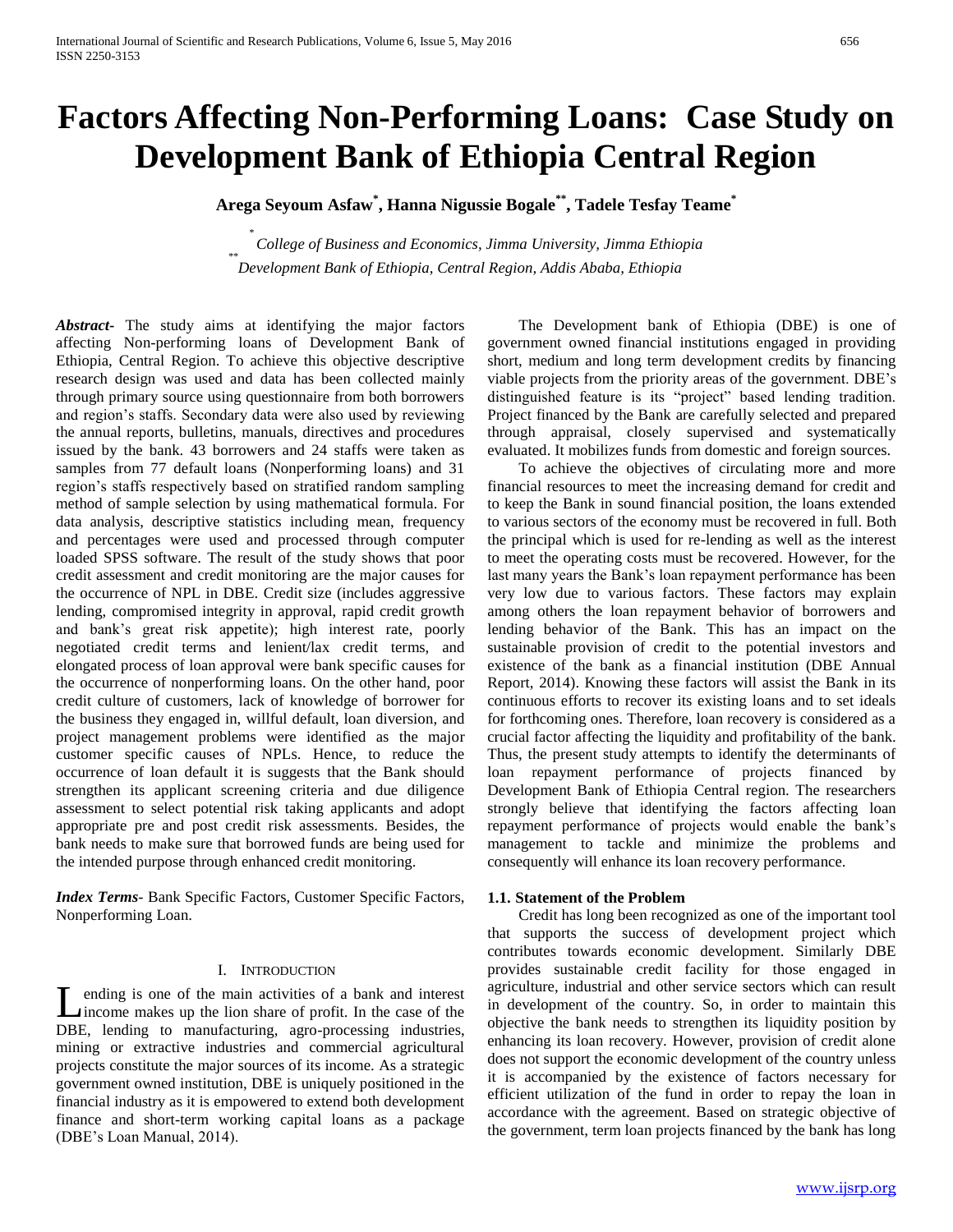# Factors Affecting Non-Performing Loans: Case Study on Development Bank of Ethiopia Central Region

**Arega Seyoum Asfaw[*], Hanna Nigussie Bogale[**], Tadele Tesfay Teame[*]**

[*] *College of Business and Economics, Jimma University, Jimma Ethiopia*
[**] *Development Bank of Ethiopia, Central Region, Addis Ababa, Ethiopia*

***Abstract*-** The study aims at identifying the major factors affecting Non-performing loans of Development Bank of Ethiopia, Central Region. To achieve this objective descriptive research design was used and data has been collected mainly through primary source using questionnaire from both borrowers and region's staffs. Secondary data were also used by reviewing the annual reports, bulletins, manuals, directives and procedures issued by the bank. 43 borrowers and 24 staffs were taken as samples from 77 default loans (Nonperforming loans) and 31 region's staffs respectively based on stratified random sampling method of sample selection by using mathematical formula. For data analysis, descriptive statistics including mean, frequency and percentages were used and processed through computer loaded SPSS software. The result of the study shows that poor credit assessment and credit monitoring are the major causes for the occurrence of NPL in DBE. Credit size (includes aggressive lending, compromised integrity in approval, rapid credit growth and bank's great risk appetite); high interest rate, poorly negotiated credit terms and lenient/lax credit terms, and elongated process of loan approval were bank specific causes for the occurrence of nonperforming loans. On the other hand, poor credit culture of customers, lack of knowledge of borrower for the business they engaged in, willful default, loan diversion, and project management problems were identified as the major customer specific causes of NPLs. Hence, to reduce the occurrence of loan default it is suggests that the Bank should strengthen its applicant screening criteria and due diligence assessment to select potential risk taking applicants and adopt appropriate pre and post credit risk assessments. Besides, the bank needs to make sure that borrowed funds are being used for the intended purpose through enhanced credit monitoring.

***Index Terms*-** Bank Specific Factors, Customer Specific Factors, Nonperforming Loan.

## I. Introduction

Lending is one of the main activities of a bank and interest income makes up the lion share of profit. In the case of the DBE, lending to manufacturing, agro-processing industries, mining or extractive industries and commercial agricultural projects constitute the major sources of its income. As a strategic government owned institution, DBE is uniquely positioned in the financial industry as it is empowered to extend both development finance and short-term working capital loans as a package (DBE's Loan Manual, 2014).

The Development bank of Ethiopia (DBE) is one of government owned financial institutions engaged in providing short, medium and long term development credits by financing viable projects from the priority areas of the government. DBE's distinguished feature is its "project" based lending tradition. Project financed by the Bank are carefully selected and prepared through appraisal, closely supervised and systematically evaluated. It mobilizes funds from domestic and foreign sources.

To achieve the objectives of circulating more and more financial resources to meet the increasing demand for credit and to keep the Bank in sound financial position, the loans extended to various sectors of the economy must be recovered in full. Both the principal which is used for re-lending as well as the interest to meet the operating costs must be recovered. However, for the last many years the Bank's loan repayment performance has been very low due to various factors. These factors may explain among others the loan repayment behavior of borrowers and lending behavior of the Bank. This has an impact on the sustainable provision of credit to the potential investors and existence of the bank as a financial institution (DBE Annual Report, 2014). Knowing these factors will assist the Bank in its continuous efforts to recover its existing loans and to set ideals for forthcoming ones. Therefore, loan recovery is considered as a crucial factor affecting the liquidity and profitability of the bank. Thus, the present study attempts to identify the determinants of loan repayment performance of projects financed by Development Bank of Ethiopia Central region. The researchers strongly believe that identifying the factors affecting loan repayment performance of projects would enable the bank's management to tackle and minimize the problems and consequently will enhance its loan recovery performance.

### 1.1. Statement of the Problem

Credit has long been recognized as one of the important tool that supports the success of development project which contributes towards economic development. Similarly DBE provides sustainable credit facility for those engaged in agriculture, industrial and other service sectors which can result in development of the country. So, in order to maintain this objective the bank needs to strengthen its liquidity position by enhancing its loan recovery. However, provision of credit alone does not support the economic development of the country unless it is accompanied by the existence of factors necessary for efficient utilization of the fund in order to repay the loan in accordance with the agreement. Based on strategic objective of the government, term loan projects financed by the bank has long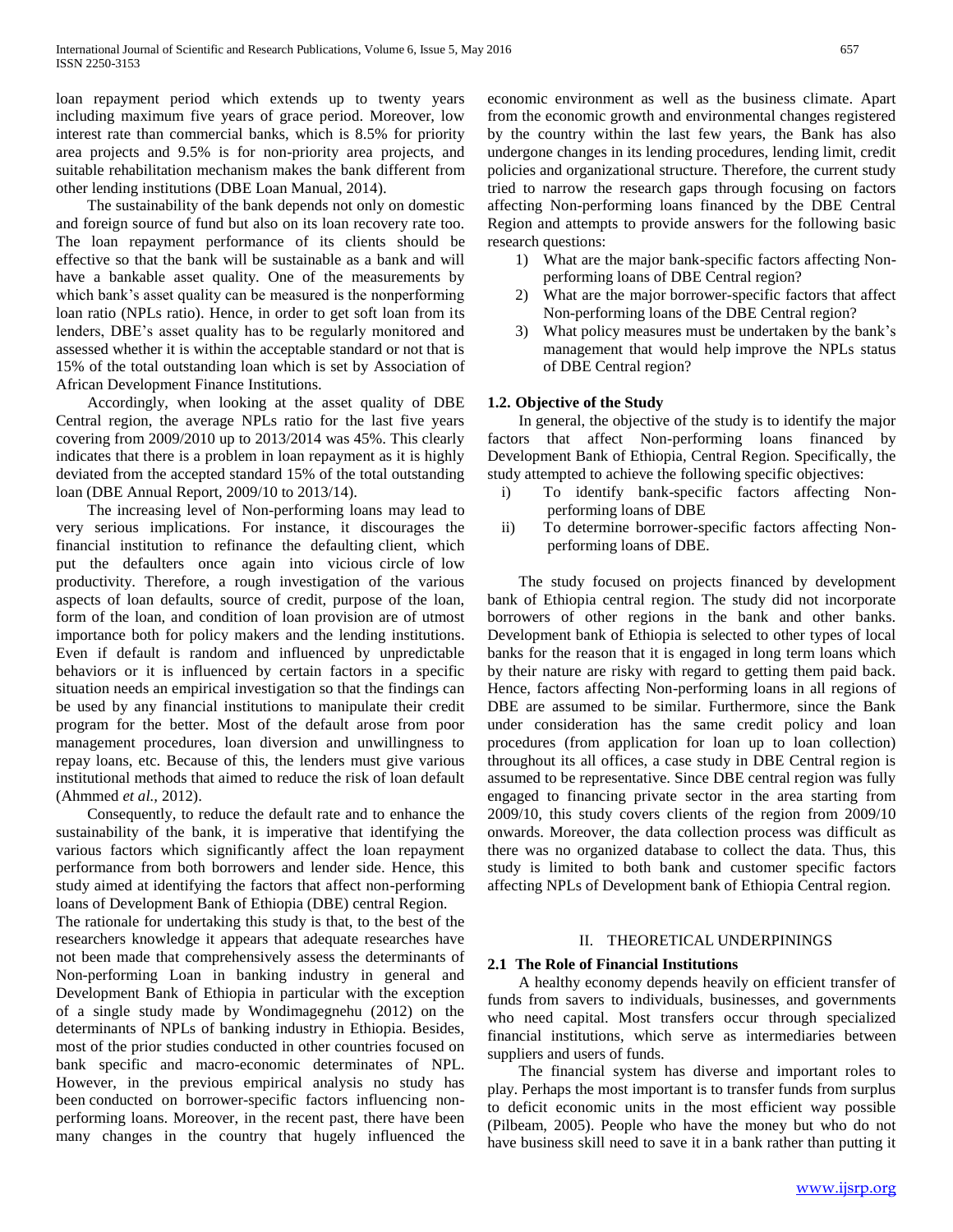loan repayment period which extends up to twenty years including maximum five years of grace period. Moreover, low interest rate than commercial banks, which is 8.5% for priority area projects and 9.5% is for non-priority area projects, and suitable rehabilitation mechanism makes the bank different from other lending institutions (DBE Loan Manual, 2014).

The sustainability of the bank depends not only on domestic and foreign source of fund but also on its loan recovery rate too. The loan repayment performance of its clients should be effective so that the bank will be sustainable as a bank and will have a bankable asset quality. One of the measurements by which bank's asset quality can be measured is the nonperforming loan ratio (NPLs ratio). Hence, in order to get soft loan from its lenders, DBE's asset quality has to be regularly monitored and assessed whether it is within the acceptable standard or not that is 15% of the total outstanding loan which is set by Association of African Development Finance Institutions.

Accordingly, when looking at the asset quality of DBE Central region, the average NPLs ratio for the last five years covering from 2009/2010 up to 2013/2014 was 45%. This clearly indicates that there is a problem in loan repayment as it is highly deviated from the accepted standard 15% of the total outstanding loan (DBE Annual Report, 2009/10 to 2013/14).

The increasing level of Non-performing loans may lead to very serious implications. For instance, it discourages the financial institution to refinance the defaulting client, which put the defaulters once again into vicious circle of low productivity. Therefore, a rough investigation of the various aspects of loan defaults, source of credit, purpose of the loan, form of the loan, and condition of loan provision are of utmost importance both for policy makers and the lending institutions. Even if default is random and influenced by unpredictable behaviors or it is influenced by certain factors in a specific situation needs an empirical investigation so that the findings can be used by any financial institutions to manipulate their credit program for the better. Most of the default arose from poor management procedures, loan diversion and unwillingness to repay loans, etc. Because of this, the lenders must give various institutional methods that aimed to reduce the risk of loan default (Ahmmed *et al.,* 2012).

Consequently, to reduce the default rate and to enhance the sustainability of the bank, it is imperative that identifying the various factors which significantly affect the loan repayment performance from both borrowers and lender side. Hence, this study aimed at identifying the factors that affect non-performing loans of Development Bank of Ethiopia (DBE) central Region.

The rationale for undertaking this study is that, to the best of the researchers knowledge it appears that adequate researches have not been made that comprehensively assess the determinants of Non-performing Loan in banking industry in general and Development Bank of Ethiopia in particular with the exception of a single study made by Wondimagegnehu (2012) on the determinants of NPLs of banking industry in Ethiopia. Besides, most of the prior studies conducted in other countries focused on bank specific and macro-economic determinates of NPL. However, in the previous empirical analysis no study has been conducted on borrower-specific factors influencing non-performing loans. Moreover, in the recent past, there have been many changes in the country that hugely influenced the economic environment as well as the business climate. Apart from the economic growth and environmental changes registered by the country within the last few years, the Bank has also undergone changes in its lending procedures, lending limit, credit policies and organizational structure. Therefore, the current study tried to narrow the research gaps through focusing on factors affecting Non-performing loans financed by the DBE Central Region and attempts to provide answers for the following basic research questions:

1) What are the major bank-specific factors affecting Non-performing loans of DBE Central region?
2) What are the major borrower-specific factors that affect Non-performing loans of the DBE Central region?
3) What policy measures must be undertaken by the bank's management that would help improve the NPLs status of DBE Central region?

### 1.2. Objective of the Study

In general, the objective of the study is to identify the major factors that affect Non-performing loans financed by Development Bank of Ethiopia, Central Region. Specifically, the study attempted to achieve the following specific objectives:

i) To identify bank-specific factors affecting Non-performing loans of DBE
ii) To determine borrower-specific factors affecting Non-performing loans of DBE.

The study focused on projects financed by development bank of Ethiopia central region. The study did not incorporate borrowers of other regions in the bank and other banks. Development bank of Ethiopia is selected to other types of local banks for the reason that it is engaged in long term loans which by their nature are risky with regard to getting them paid back. Hence, factors affecting Non-performing loans in all regions of DBE are assumed to be similar. Furthermore, since the Bank under consideration has the same credit policy and loan procedures (from application for loan up to loan collection) throughout its all offices, a case study in DBE Central region is assumed to be representative. Since DBE central region was fully engaged to financing private sector in the area starting from 2009/10, this study covers clients of the region from 2009/10 onwards. Moreover, the data collection process was difficult as there was no organized database to collect the data. Thus, this study is limited to both bank and customer specific factors affecting NPLs of Development bank of Ethiopia Central region.

## II. THEORETICAL UNDERPININGS

### 2.1 The Role of Financial Institutions

A healthy economy depends heavily on efficient transfer of funds from savers to individuals, businesses, and governments who need capital. Most transfers occur through specialized financial institutions, which serve as intermediaries between suppliers and users of funds.

The financial system has diverse and important roles to play. Perhaps the most important is to transfer funds from surplus to deficit economic units in the most efficient way possible (Pilbeam, 2005). People who have the money but who do not have business skill need to save it in a bank rather than putting it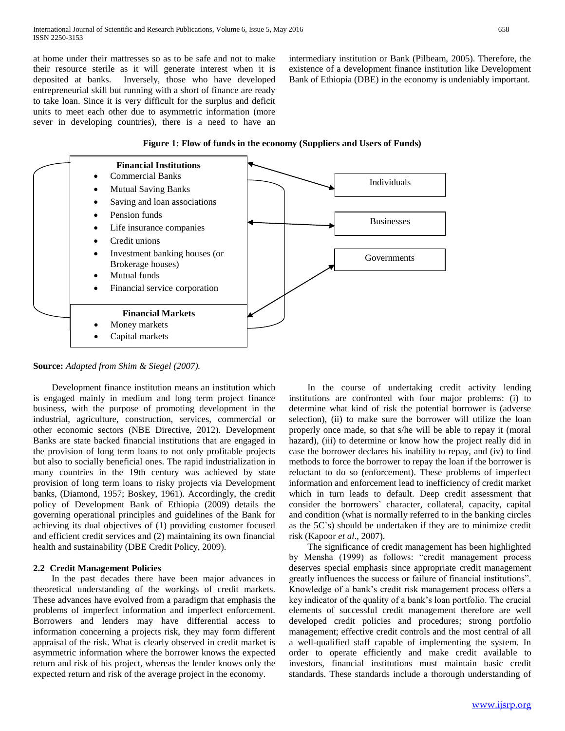at home under their mattresses so as to be safe and not to make their resource sterile as it will generate interest when it is deposited at banks. Inversely, those who have developed entrepreneurial skill but running with a short of finance are ready to take loan. Since it is very difficult for the surplus and deficit units to meet each other due to asymmetric information (more sever in developing countries), there is a need to have an intermediary institution or Bank (Pilbeam, 2005). Therefore, the existence of a development finance institution like Development Bank of Ethiopia (DBE) in the economy is undeniably important.

**Figure 1: Flow of funds in the economy (Suppliers and Users of Funds)**

**Financial Institutions**

- Commercial Banks
- Mutual Saving Banks
- Saving and loan associations
- Pension funds
- Life insurance companies
- Credit unions
- Investment banking houses (or Brokerage houses)
- Mutual funds
- Financial service corporation

**Financial Markets**

- Money markets
- Capital markets

Individuals

Businesses

Governments

**Source:** *Adapted from Shim & Siegel (2007).*

Development finance institution means an institution which is engaged mainly in medium and long term project finance business, with the purpose of promoting development in the industrial, agriculture, construction, services, commercial or other economic sectors (NBE Directive, 2012). Development Banks are state backed financial institutions that are engaged in the provision of long term loans to not only profitable projects but also to socially beneficial ones. The rapid industrialization in many countries in the 19th century was achieved by state provision of long term loans to risky projects via Development banks, (Diamond, 1957; Boskey, 1961). Accordingly, the credit policy of Development Bank of Ethiopia (2009) details the governing operational principles and guidelines of the Bank for achieving its dual objectives of (1) providing customer focused and efficient credit services and (2) maintaining its own financial health and sustainability (DBE Credit Policy, 2009).

### 2.2 Credit Management Policies

In the past decades there have been major advances in theoretical understanding of the workings of credit markets. These advances have evolved from a paradigm that emphasis the problems of imperfect information and imperfect enforcement. Borrowers and lenders may have differential access to information concerning a projects risk, they may form different appraisal of the risk. What is clearly observed in credit market is asymmetric information where the borrower knows the expected return and risk of his project, whereas the lender knows only the expected return and risk of the average project in the economy.

In the course of undertaking credit activity lending institutions are confronted with four major problems: (i) to determine what kind of risk the potential borrower is (adverse selection), (ii) to make sure the borrower will utilize the loan properly once made, so that s/he will be able to repay it (moral hazard), (iii) to determine or know how the project really did in case the borrower declares his inability to repay, and (iv) to find methods to force the borrower to repay the loan if the borrower is reluctant to do so (enforcement). These problems of imperfect information and enforcement lead to inefficiency of credit market which in turn leads to default. Deep credit assessment that consider the borrowers` character, collateral, capacity, capital and condition (what is normally referred to in the banking circles as the 5C`s) should be undertaken if they are to minimize credit risk (Kapoor *et al*., 2007).

The significance of credit management has been highlighted by Mensha (1999) as follows: "credit management process deserves special emphasis since appropriate credit management greatly influences the success or failure of financial institutions". Knowledge of a bank's credit risk management process offers a key indicator of the quality of a bank's loan portfolio. The crucial elements of successful credit management therefore are well developed credit policies and procedures; strong portfolio management; effective credit controls and the most central of all a well-qualified staff capable of implementing the system. In order to operate efficiently and make credit available to investors, financial institutions must maintain basic credit standards. These standards include a thorough understanding of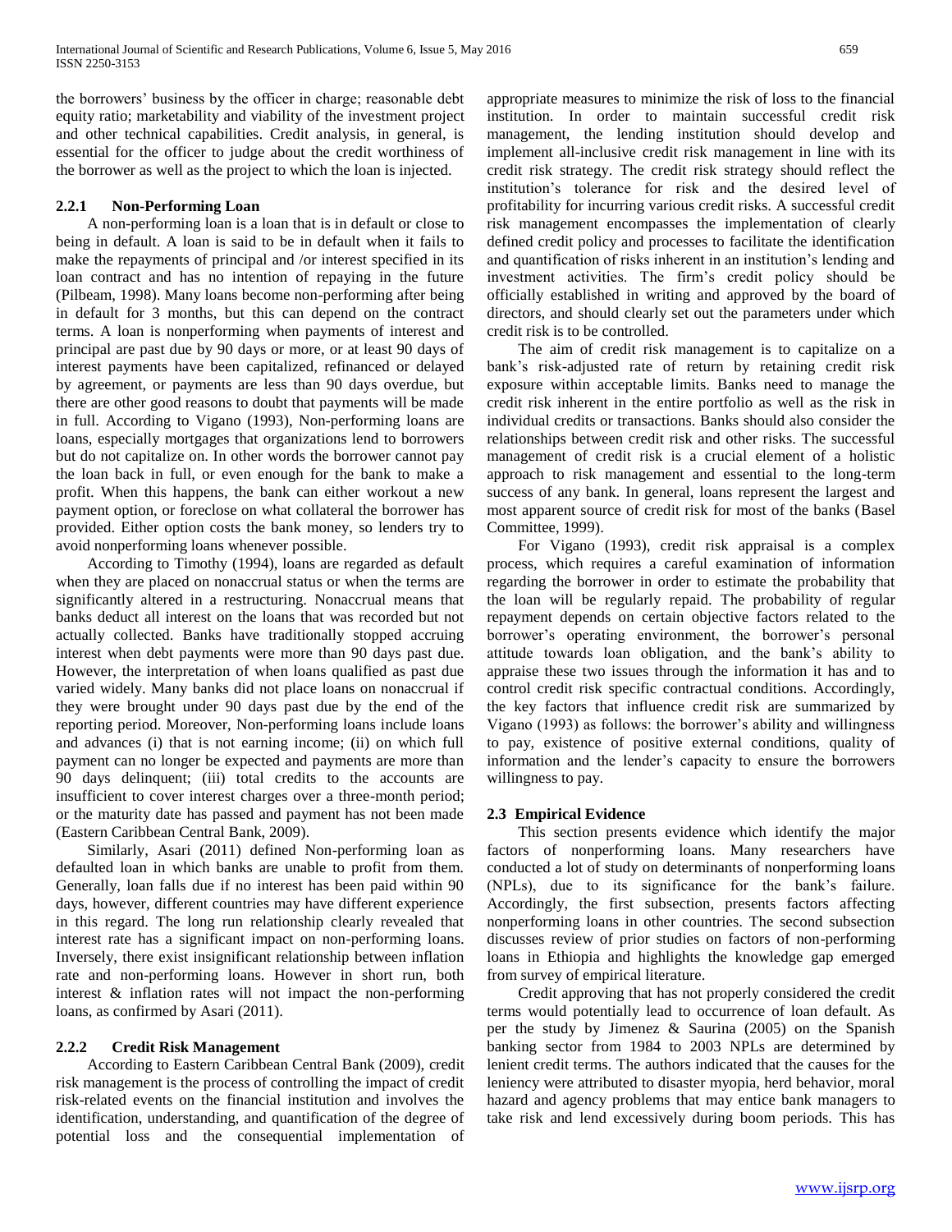the borrowers' business by the officer in charge; reasonable debt equity ratio; marketability and viability of the investment project and other technical capabilities. Credit analysis, in general, is essential for the officer to judge about the credit worthiness of the borrower as well as the project to which the loan is injected.

### 2.2.1 Non-Performing Loan

A non-performing loan is a loan that is in default or close to being in default. A loan is said to be in default when it fails to make the repayments of principal and /or interest specified in its loan contract and has no intention of repaying in the future (Pilbeam, 1998). Many loans become non-performing after being in default for 3 months, but this can depend on the contract terms. A loan is nonperforming when payments of interest and principal are past due by 90 days or more, or at least 90 days of interest payments have been capitalized, refinanced or delayed by agreement, or payments are less than 90 days overdue, but there are other good reasons to doubt that payments will be made in full. According to Vigano (1993), Non-performing loans are loans, especially mortgages that organizations lend to borrowers but do not capitalize on. In other words the borrower cannot pay the loan back in full, or even enough for the bank to make a profit. When this happens, the bank can either workout a new payment option, or foreclose on what collateral the borrower has provided. Either option costs the bank money, so lenders try to avoid nonperforming loans whenever possible.

According to Timothy (1994), loans are regarded as default when they are placed on nonaccrual status or when the terms are significantly altered in a restructuring. Nonaccrual means that banks deduct all interest on the loans that was recorded but not actually collected. Banks have traditionally stopped accruing interest when debt payments were more than 90 days past due. However, the interpretation of when loans qualified as past due varied widely. Many banks did not place loans on nonaccrual if they were brought under 90 days past due by the end of the reporting period. Moreover, Non-performing loans include loans and advances (i) that is not earning income; (ii) on which full payment can no longer be expected and payments are more than 90 days delinquent; (iii) total credits to the accounts are insufficient to cover interest charges over a three-month period; or the maturity date has passed and payment has not been made (Eastern Caribbean Central Bank, 2009).

Similarly, Asari (2011) defined Non-performing loan as defaulted loan in which banks are unable to profit from them. Generally, loan falls due if no interest has been paid within 90 days, however, different countries may have different experience in this regard. The long run relationship clearly revealed that interest rate has a significant impact on non-performing loans. Inversely, there exist insignificant relationship between inflation rate and non-performing loans. However in short run, both interest & inflation rates will not impact the non-performing loans, as confirmed by Asari (2011).

### 2.2.2 Credit Risk Management

According to Eastern Caribbean Central Bank (2009), credit risk management is the process of controlling the impact of credit risk-related events on the financial institution and involves the identification, understanding, and quantification of the degree of potential loss and the consequential implementation of appropriate measures to minimize the risk of loss to the financial institution. In order to maintain successful credit risk management, the lending institution should develop and implement all-inclusive credit risk management in line with its credit risk strategy. The credit risk strategy should reflect the institution's tolerance for risk and the desired level of profitability for incurring various credit risks. A successful credit risk management encompasses the implementation of clearly defined credit policy and processes to facilitate the identification and quantification of risks inherent in an institution's lending and investment activities. The firm's credit policy should be officially established in writing and approved by the board of directors, and should clearly set out the parameters under which credit risk is to be controlled.

The aim of credit risk management is to capitalize on a bank's risk-adjusted rate of return by retaining credit risk exposure within acceptable limits. Banks need to manage the credit risk inherent in the entire portfolio as well as the risk in individual credits or transactions. Banks should also consider the relationships between credit risk and other risks. The successful management of credit risk is a crucial element of a holistic approach to risk management and essential to the long-term success of any bank. In general, loans represent the largest and most apparent source of credit risk for most of the banks (Basel Committee, 1999).

For Vigano (1993), credit risk appraisal is a complex process, which requires a careful examination of information regarding the borrower in order to estimate the probability that the loan will be regularly repaid. The probability of regular repayment depends on certain objective factors related to the borrower's operating environment, the borrower's personal attitude towards loan obligation, and the bank's ability to appraise these two issues through the information it has and to control credit risk specific contractual conditions. Accordingly, the key factors that influence credit risk are summarized by Vigano (1993) as follows: the borrower's ability and willingness to pay, existence of positive external conditions, quality of information and the lender's capacity to ensure the borrowers willingness to pay.

## 2.3 Empirical Evidence

This section presents evidence which identify the major factors of nonperforming loans. Many researchers have conducted a lot of study on determinants of nonperforming loans (NPLs), due to its significance for the bank's failure. Accordingly, the first subsection, presents factors affecting nonperforming loans in other countries. The second subsection discusses review of prior studies on factors of non-performing loans in Ethiopia and highlights the knowledge gap emerged from survey of empirical literature.

Credit approving that has not properly considered the credit terms would potentially lead to occurrence of loan default. As per the study by Jimenez & Saurina (2005) on the Spanish banking sector from 1984 to 2003 NPLs are determined by lenient credit terms. The authors indicated that the causes for the leniency were attributed to disaster myopia, herd behavior, moral hazard and agency problems that may entice bank managers to take risk and lend excessively during boom periods. This has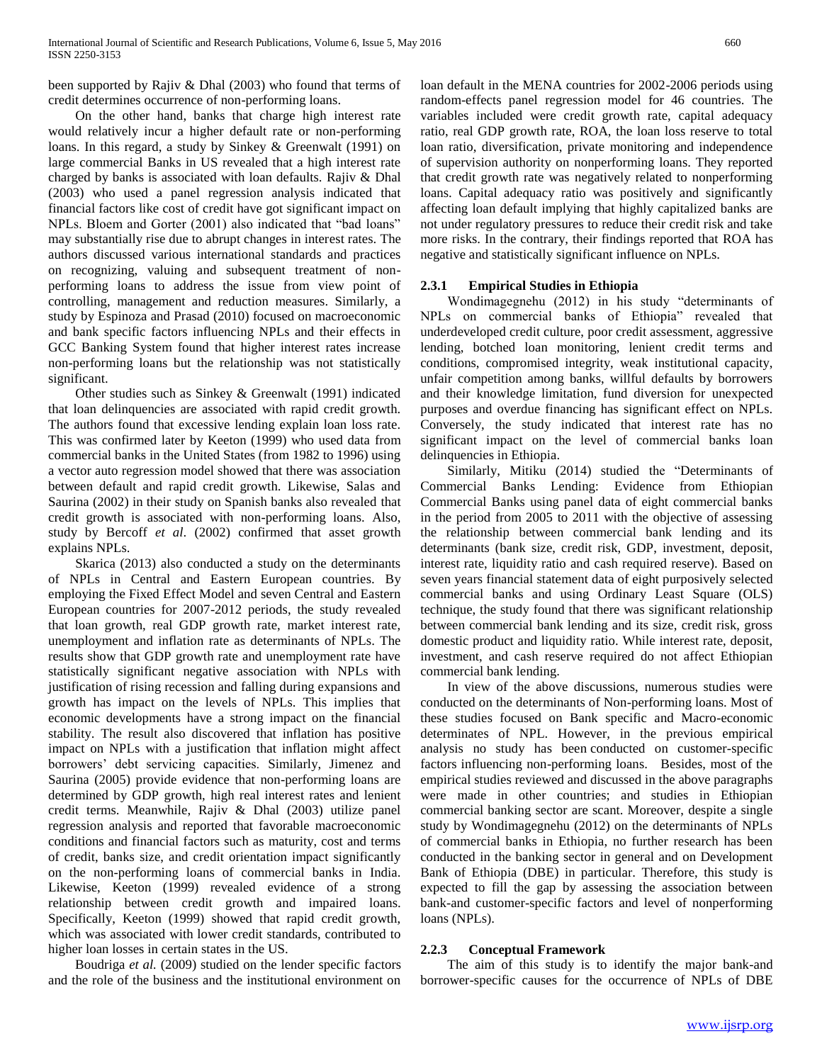been supported by Rajiv & Dhal (2003) who found that terms of credit determines occurrence of non-performing loans.

On the other hand, banks that charge high interest rate would relatively incur a higher default rate or non-performing loans. In this regard, a study by Sinkey & Greenwalt (1991) on large commercial Banks in US revealed that a high interest rate charged by banks is associated with loan defaults. Rajiv & Dhal (2003) who used a panel regression analysis indicated that financial factors like cost of credit have got significant impact on NPLs. Bloem and Gorter (2001) also indicated that "bad loans" may substantially rise due to abrupt changes in interest rates. The authors discussed various international standards and practices on recognizing, valuing and subsequent treatment of non-performing loans to address the issue from view point of controlling, management and reduction measures. Similarly, a study by Espinoza and Prasad (2010) focused on macroeconomic and bank specific factors influencing NPLs and their effects in GCC Banking System found that higher interest rates increase non-performing loans but the relationship was not statistically significant.

Other studies such as Sinkey & Greenwalt (1991) indicated that loan delinquencies are associated with rapid credit growth. The authors found that excessive lending explain loan loss rate. This was confirmed later by Keeton (1999) who used data from commercial banks in the United States (from 1982 to 1996) using a vector auto regression model showed that there was association between default and rapid credit growth. Likewise, Salas and Saurina (2002) in their study on Spanish banks also revealed that credit growth is associated with non-performing loans. Also, study by Bercoff *et al*. (2002) confirmed that asset growth explains NPLs.

Skarica (2013) also conducted a study on the determinants of NPLs in Central and Eastern European countries. By employing the Fixed Effect Model and seven Central and Eastern European countries for 2007-2012 periods, the study revealed that loan growth, real GDP growth rate, market interest rate, unemployment and inflation rate as determinants of NPLs. The results show that GDP growth rate and unemployment rate have statistically significant negative association with NPLs with justification of rising recession and falling during expansions and growth has impact on the levels of NPLs. This implies that economic developments have a strong impact on the financial stability. The result also discovered that inflation has positive impact on NPLs with a justification that inflation might affect borrowers' debt servicing capacities. Similarly, Jimenez and Saurina (2005) provide evidence that non-performing loans are determined by GDP growth, high real interest rates and lenient credit terms. Meanwhile, Rajiv & Dhal (2003) utilize panel regression analysis and reported that favorable macroeconomic conditions and financial factors such as maturity, cost and terms of credit, banks size, and credit orientation impact significantly on the non-performing loans of commercial banks in India. Likewise, Keeton (1999) revealed evidence of a strong relationship between credit growth and impaired loans. Specifically, Keeton (1999) showed that rapid credit growth, which was associated with lower credit standards, contributed to higher loan losses in certain states in the US.

Boudriga *et al.* (2009) studied on the lender specific factors and the role of the business and the institutional environment on loan default in the MENA countries for 2002-2006 periods using random-effects panel regression model for 46 countries. The variables included were credit growth rate, capital adequacy ratio, real GDP growth rate, ROA, the loan loss reserve to total loan ratio, diversification, private monitoring and independence of supervision authority on nonperforming loans. They reported that credit growth rate was negatively related to nonperforming loans. Capital adequacy ratio was positively and significantly affecting loan default implying that highly capitalized banks are not under regulatory pressures to reduce their credit risk and take more risks. In the contrary, their findings reported that ROA has negative and statistically significant influence on NPLs.

### 2.3.1 Empirical Studies in Ethiopia

Wondimagegnehu (2012) in his study "determinants of NPLs on commercial banks of Ethiopia" revealed that underdeveloped credit culture, poor credit assessment, aggressive lending, botched loan monitoring, lenient credit terms and conditions, compromised integrity, weak institutional capacity, unfair competition among banks, willful defaults by borrowers and their knowledge limitation, fund diversion for unexpected purposes and overdue financing has significant effect on NPLs. Conversely, the study indicated that interest rate has no significant impact on the level of commercial banks loan delinquencies in Ethiopia.

Similarly, Mitiku (2014) studied the "Determinants of Commercial Banks Lending: Evidence from Ethiopian Commercial Banks using panel data of eight commercial banks in the period from 2005 to 2011 with the objective of assessing the relationship between commercial bank lending and its determinants (bank size, credit risk, GDP, investment, deposit, interest rate, liquidity ratio and cash required reserve). Based on seven years financial statement data of eight purposively selected commercial banks and using Ordinary Least Square (OLS) technique, the study found that there was significant relationship between commercial bank lending and its size, credit risk, gross domestic product and liquidity ratio. While interest rate, deposit, investment, and cash reserve required do not affect Ethiopian commercial bank lending.

In view of the above discussions, numerous studies were conducted on the determinants of Non-performing loans. Most of these studies focused on Bank specific and Macro-economic determinates of NPL. However, in the previous empirical analysis no study has been conducted on customer-specific factors influencing non-performing loans. Besides, most of the empirical studies reviewed and discussed in the above paragraphs were made in other countries; and studies in Ethiopian commercial banking sector are scant. Moreover, despite a single study by Wondimagegnehu (2012) on the determinants of NPLs of commercial banks in Ethiopia, no further research has been conducted in the banking sector in general and on Development Bank of Ethiopia (DBE) in particular. Therefore, this study is expected to fill the gap by assessing the association between bank-and customer-specific factors and level of nonperforming loans (NPLs).

### 2.2.3 Conceptual Framework

The aim of this study is to identify the major bank-and borrower-specific causes for the occurrence of NPLs of DBE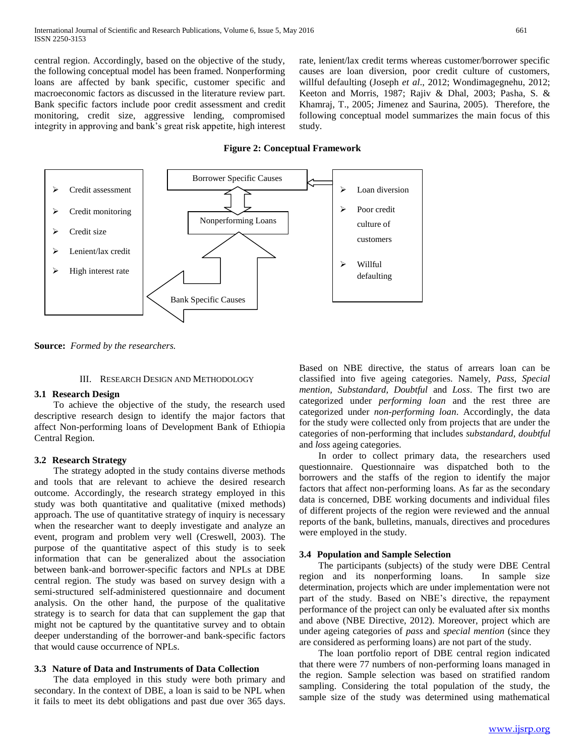central region. Accordingly, based on the objective of the study, the following conceptual model has been framed. Nonperforming loans are affected by bank specific, customer specific and macroeconomic factors as discussed in the literature review part. Bank specific factors include poor credit assessment and credit monitoring, credit size, aggressive lending, compromised integrity in approving and bank's great risk appetite, high interest rate, lenient/lax credit terms whereas customer/borrower specific causes are loan diversion, poor credit culture of customers, willful defaulting (Joseph *et al*., 2012; Wondimagegnehu, 2012; Keeton and Morris, 1987; Rajiv & Dhal, 2003; Pasha, S. & Khamraj, T., 2005; Jimenez and Saurina, 2005). Therefore, the following conceptual model summarizes the main focus of this study.

**Figure 2: Conceptual Framework**

- Credit assessment
- Credit monitoring
- Credit size
- Lenient/lax credit
- High interest rate

Borrower Specific Causes

Nonperforming Loans

Bank Specific Causes

- Loan diversion
- Poor credit culture of customers
- Willful defaulting

**Source:** *Formed by the researchers.*

## III. Research Design and Methodology

### 3.1 Research Design

To achieve the objective of the study, the research used descriptive research design to identify the major factors that affect Non-performing loans of Development Bank of Ethiopia Central Region.

### 3.2 Research Strategy

The strategy adopted in the study contains diverse methods and tools that are relevant to achieve the desired research outcome. Accordingly, the research strategy employed in this study was both quantitative and qualitative (mixed methods) approach. The use of quantitative strategy of inquiry is necessary when the researcher want to deeply investigate and analyze an event, program and problem very well (Creswell, 2003). The purpose of the quantitative aspect of this study is to seek information that can be generalized about the association between bank-and borrower-specific factors and NPLs at DBE central region. The study was based on survey design with a semi-structured self-administered questionnaire and document analysis. On the other hand, the purpose of the qualitative strategy is to search for data that can supplement the gap that might not be captured by the quantitative survey and to obtain deeper understanding of the borrower-and bank-specific factors that would cause occurrence of NPLs.

### 3.3 Nature of Data and Instruments of Data Collection

The data employed in this study were both primary and secondary. In the context of DBE, a loan is said to be NPL when it fails to meet its debt obligations and past due over 365 days. Based on NBE directive, the status of arrears loan can be classified into five ageing categories. Namely, *Pass*, *Special mention*, *Substandard*, *Doubtful* and *Loss*. The first two are categorized under *performing loan* and the rest three are categorized under *non-performing loan*. Accordingly, the data for the study were collected only from projects that are under the categories of non-performing that includes *substandard*, *doubtful* and *loss* ageing categories.

In order to collect primary data, the researchers used questionnaire. Questionnaire was dispatched both to the borrowers and the staffs of the region to identify the major factors that affect non-performing loans. As far as the secondary data is concerned, DBE working documents and individual files of different projects of the region were reviewed and the annual reports of the bank, bulletins, manuals, directives and procedures were employed in the study.

### 3.4 Population and Sample Selection

The participants (subjects) of the study were DBE Central region and its nonperforming loans. In sample size determination, projects which are under implementation were not part of the study. Based on NBE's directive, the repayment performance of the project can only be evaluated after six months and above (NBE Directive, 2012). Moreover, project which are under ageing categories of *pass* and *special mention* (since they are considered as performing loans) are not part of the study.

The loan portfolio report of DBE central region indicated that there were 77 numbers of non-performing loans managed in the region. Sample selection was based on stratified random sampling. Considering the total population of the study, the sample size of the study was determined using mathematical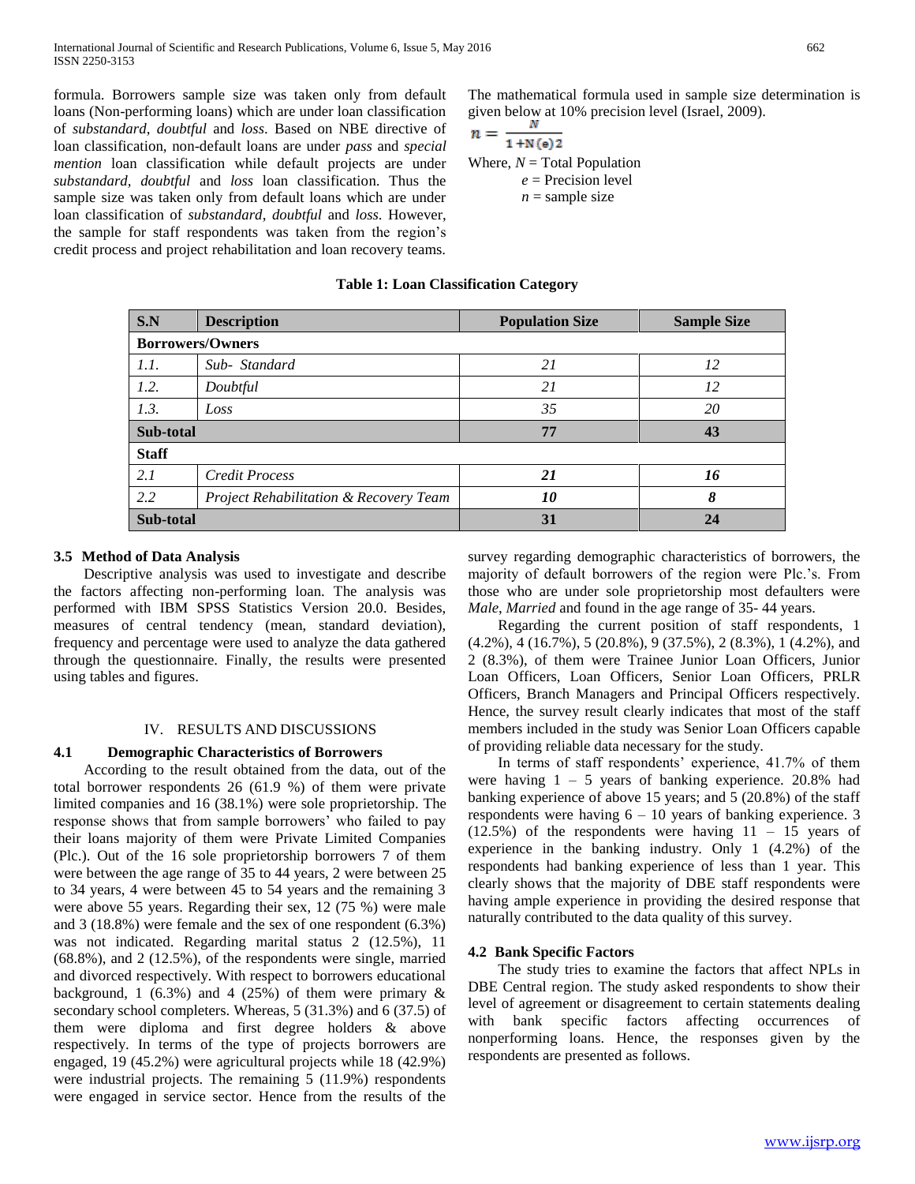formula. Borrowers sample size was taken only from default loans (Non-performing loans) which are under loan classification of *substandard*, *doubtful* and *loss*. Based on NBE directive of loan classification, non-default loans are under *pass* and *special mention* loan classification while default projects are under *substandard*, *doubtful* and *loss* loan classification. Thus the sample size was taken only from default loans which are under loan classification of *substandard*, *doubtful* and *loss*. However, the sample for staff respondents was taken from the region's credit process and project rehabilitation and loan recovery teams.

The mathematical formula used in sample size determination is given below at 10% precision level (Israel, 2009).

$$n = \frac{N}{1 + N(e)2}$$

Where, $N$ = Total Population
$e$ = Precision level
$n$ = sample size

**Table 1: Loan Classification Category**

| S.N | Description | Population Size | Sample Size |
|---|---|---|---|
| **Borrowers/Owners** | | | |
| *1.1.* | *Sub- Standard* | *21* | *12* |
| *1.2.* | *Doubtful* | *21* | *12* |
| *1.3.* | *Loss* | *35* | *20* |
| **Sub-total** | | **77** | **43** |
| **Staff** | | | |
| *2.1* | *Credit Process* | ***21*** | ***16*** |
| *2.2* | *Project Rehabilitation & Recovery Team* | ***10*** | ***8*** |
| **Sub-total** | | **31** | **24** |

### 3.5 Method of Data Analysis

Descriptive analysis was used to investigate and describe the factors affecting non-performing loan. The analysis was performed with IBM SPSS Statistics Version 20.0. Besides, measures of central tendency (mean, standard deviation), frequency and percentage were used to analyze the data gathered through the questionnaire. Finally, the results were presented using tables and figures.

## IV. RESULTS AND DISCUSSIONS

### 4.1 Demographic Characteristics of Borrowers

According to the result obtained from the data, out of the total borrower respondents 26 (61.9 %) of them were private limited companies and 16 (38.1%) were sole proprietorship. The response shows that from sample borrowers' who failed to pay their loans majority of them were Private Limited Companies (Plc.). Out of the 16 sole proprietorship borrowers 7 of them were between the age range of 35 to 44 years, 2 were between 25 to 34 years, 4 were between 45 to 54 years and the remaining 3 were above 55 years. Regarding their sex, 12 (75 %) were male and 3 (18.8%) were female and the sex of one respondent (6.3%) was not indicated. Regarding marital status 2 (12.5%), 11 (68.8%), and 2 (12.5%), of the respondents were single, married and divorced respectively. With respect to borrowers educational background, 1 (6.3%) and 4 (25%) of them were primary & secondary school completers. Whereas, 5 (31.3%) and 6 (37.5) of them were diploma and first degree holders & above respectively. In terms of the type of projects borrowers are engaged, 19 (45.2%) were agricultural projects while 18 (42.9%) were industrial projects. The remaining 5 (11.9%) respondents were engaged in service sector. Hence from the results of the survey regarding demographic characteristics of borrowers, the majority of default borrowers of the region were Plc.'s. From those who are under sole proprietorship most defaulters were *Male*, *Married* and found in the age range of 35- 44 years.

Regarding the current position of staff respondents, 1 (4.2%), 4 (16.7%), 5 (20.8%), 9 (37.5%), 2 (8.3%), 1 (4.2%), and 2 (8.3%), of them were Trainee Junior Loan Officers, Junior Loan Officers, Loan Officers, Senior Loan Officers, PRLR Officers, Branch Managers and Principal Officers respectively. Hence, the survey result clearly indicates that most of the staff members included in the study was Senior Loan Officers capable of providing reliable data necessary for the study.

In terms of staff respondents' experience, 41.7% of them were having 1 – 5 years of banking experience. 20.8% had banking experience of above 15 years; and 5 (20.8%) of the staff respondents were having 6 – 10 years of banking experience. 3 (12.5%) of the respondents were having 11 – 15 years of experience in the banking industry. Only 1 (4.2%) of the respondents had banking experience of less than 1 year. This clearly shows that the majority of DBE staff respondents were having ample experience in providing the desired response that naturally contributed to the data quality of this survey.

### 4.2 Bank Specific Factors

The study tries to examine the factors that affect NPLs in DBE Central region. The study asked respondents to show their level of agreement or disagreement to certain statements dealing with bank specific factors affecting occurrences of nonperforming loans. Hence, the responses given by the respondents are presented as follows.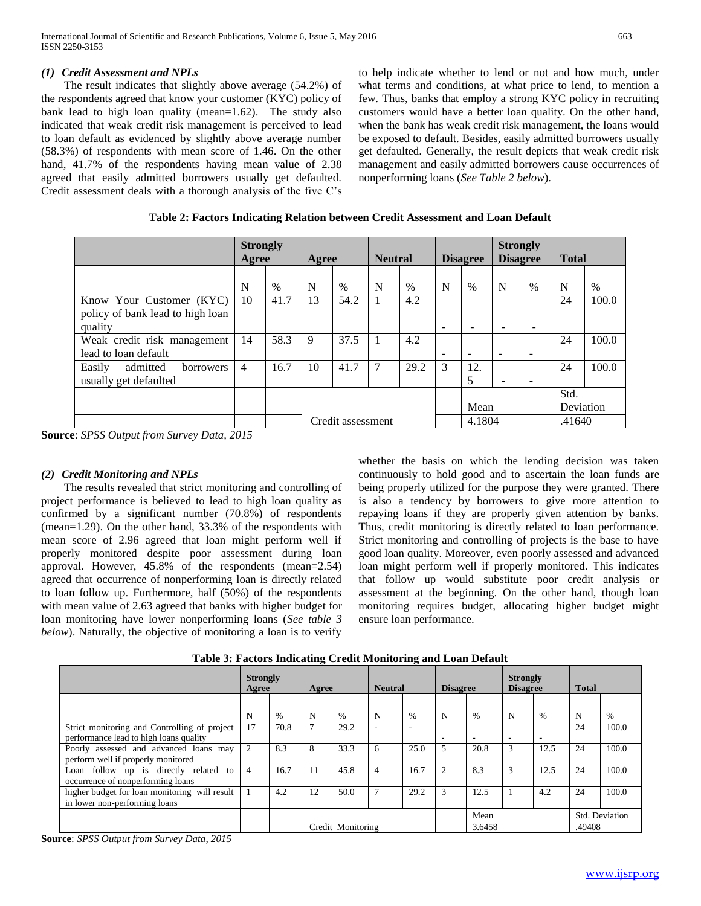### *(1) Credit Assessment and NPLs*

The result indicates that slightly above average (54.2%) of the respondents agreed that know your customer (KYC) policy of bank lead to high loan quality (mean=1.62). The study also indicated that weak credit risk management is perceived to lead to loan default as evidenced by slightly above average number (58.3%) of respondents with mean score of 1.46. On the other hand, 41.7% of the respondents having mean value of 2.38 agreed that easily admitted borrowers usually get defaulted. Credit assessment deals with a thorough analysis of the five C's to help indicate whether to lend or not and how much, under what terms and conditions, at what price to lend, to mention a few. Thus, banks that employ a strong KYC policy in recruiting customers would have a better loan quality. On the other hand, when the bank has weak credit risk management, the loans would be exposed to default. Besides, easily admitted borrowers usually get defaulted. Generally, the result depicts that weak credit risk management and easily admitted borrowers cause occurrences of nonperforming loans (*See Table 2 below*).

**Table 2: Factors Indicating Relation between Credit Assessment and Loan Default**

| | Strongly Agree | | Agree | | Neutral | | Disagree | | Strongly Disagree | | Total | |
|---|---|---|---|---|---|---|---|---|---|---|---|---|
| | N | % | N | % | N | % | N | % | N | % | N | % |
| Know Your Customer (KYC) policy of bank lead to high loan quality | 10 | 41.7 | 13 | 54.2 | 1 | 4.2 | - | - | - | - | 24 | 100.0 |
| Weak credit risk management lead to loan default | 14 | 58.3 | 9 | 37.5 | 1 | 4.2 | - | - | - | - | 24 | 100.0 |
| Easily admitted borrowers usually get defaulted | 4 | 16.7 | 10 | 41.7 | 7 | 29.2 | 3 | 12.5 | - | - | 24 | 100.0 |
| | | | | | | | | Mean | | | Std. Deviation | |
| | | | Credit assessment | | | | | 4.1804 | | | .41640 | |

**Source**: *SPSS Output from Survey Data, 2015*

### *(2) Credit Monitoring and NPLs*

The results revealed that strict monitoring and controlling of project performance is believed to lead to high loan quality as confirmed by a significant number (70.8%) of respondents (mean=1.29). On the other hand, 33.3% of the respondents with mean score of 2.96 agreed that loan might perform well if properly monitored despite poor assessment during loan approval. However, 45.8% of the respondents (mean=2.54) agreed that occurrence of nonperforming loan is directly related to loan follow up. Furthermore, half (50%) of the respondents with mean value of 2.63 agreed that banks with higher budget for loan monitoring have lower nonperforming loans (*See table 3 below*). Naturally, the objective of monitoring a loan is to verify whether the basis on which the lending decision was taken continuously to hold good and to ascertain the loan funds are being properly utilized for the purpose they were granted. There is also a tendency by borrowers to give more attention to repaying loans if they are properly given attention by banks. Thus, credit monitoring is directly related to loan performance. Strict monitoring and controlling of projects is the base to have good loan quality. Moreover, even poorly assessed and advanced loan might perform well if properly monitored. This indicates that follow up would substitute poor credit analysis or assessment at the beginning. On the other hand, though loan monitoring requires budget, allocating higher budget might ensure loan performance.

**Table 3: Factors Indicating Credit Monitoring and Loan Default**

| | Strongly Agree | | Agree | | Neutral | | Disagree | | Strongly Disagree | | Total | |
|---|---|---|---|---|---|---|---|---|---|---|---|---|
| | N | % | N | % | N | % | N | % | N | % | N | % |
| Strict monitoring and Controlling of project performance lead to high loans quality | 17 | 70.8 | 7 | 29.2 | - | - | - | - | - | - | 24 | 100.0 |
| Poorly assessed and advanced loans may perform well if properly monitored | 2 | 8.3 | 8 | 33.3 | 6 | 25.0 | 5 | 20.8 | 3 | 12.5 | 24 | 100.0 |
| Loan follow up is directly related to occurrence of nonperforming loans | 4 | 16.7 | 11 | 45.8 | 4 | 16.7 | 2 | 8.3 | 3 | 12.5 | 24 | 100.0 |
| higher budget for loan monitoring will result in lower non-performing loans | 1 | 4.2 | 12 | 50.0 | 7 | 29.2 | 3 | 12.5 | 1 | 4.2 | 24 | 100.0 |
| | | | | | | | | Mean | | | Std. Deviation | |
| | | | Credit Monitoring | | | | | 3.6458 | | | .49408 | |

**Source**: *SPSS Output from Survey Data, 2015*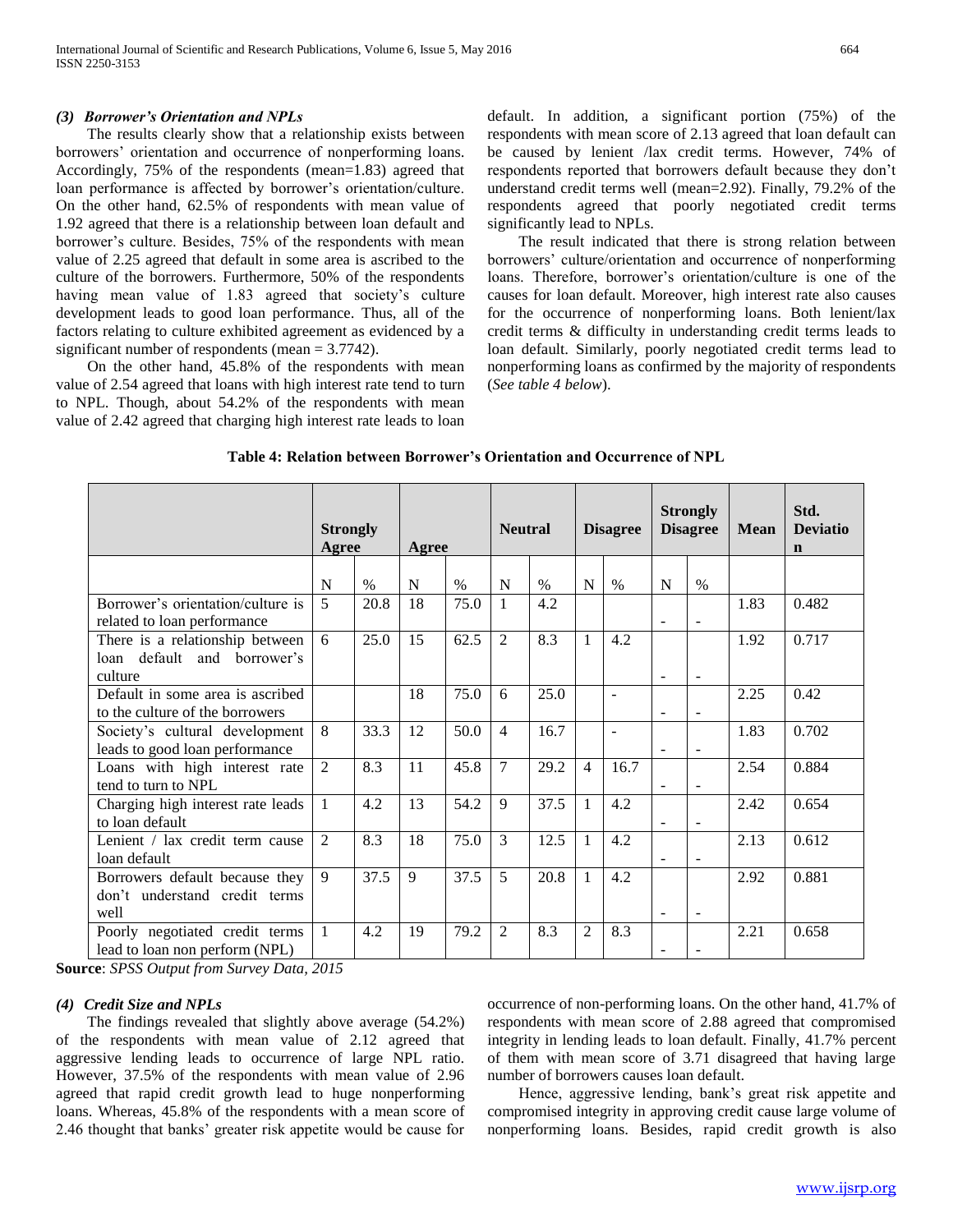### *(3) Borrower's Orientation and NPLs*

The results clearly show that a relationship exists between borrowers' orientation and occurrence of nonperforming loans. Accordingly, 75% of the respondents (mean=1.83) agreed that loan performance is affected by borrower's orientation/culture. On the other hand, 62.5% of respondents with mean value of 1.92 agreed that there is a relationship between loan default and borrower's culture. Besides, 75% of the respondents with mean value of 2.25 agreed that default in some area is ascribed to the culture of the borrowers. Furthermore, 50% of the respondents having mean value of 1.83 agreed that society's culture development leads to good loan performance. Thus, all of the factors relating to culture exhibited agreement as evidenced by a significant number of respondents (mean = 3.7742).

On the other hand, 45.8% of the respondents with mean value of 2.54 agreed that loans with high interest rate tend to turn to NPL. Though, about 54.2% of the respondents with mean value of 2.42 agreed that charging high interest rate leads to loan default. In addition, a significant portion (75%) of the respondents with mean score of 2.13 agreed that loan default can be caused by lenient /lax credit terms. However, 74% of respondents reported that borrowers default because they don't understand credit terms well (mean=2.92). Finally, 79.2% of the respondents agreed that poorly negotiated credit terms significantly lead to NPLs.

The result indicated that there is strong relation between borrowers' culture/orientation and occurrence of nonperforming loans. Therefore, borrower's orientation/culture is one of the causes for loan default. Moreover, high interest rate also causes for the occurrence of nonperforming loans. Both lenient/lax credit terms & difficulty in understanding credit terms leads to loan default. Similarly, poorly negotiated credit terms lead to nonperforming loans as confirmed by the majority of respondents (*See table 4 below*).

**Table 4: Relation between Borrower's Orientation and Occurrence of NPL**

| | **Strongly Agree** | | **Agree** | | **Neutral** | | **Disagree** | | **Strongly Disagree** | | **Mean** | **Std. Deviation** |
|---|---|---|---|---|---|---|---|---|---|---|---|---|
| | N | % | N | % | N | % | N | % | N | % | | |
| Borrower's orientation/culture is related to loan performance | 5 | 20.8 | 18 | 75.0 | 1 | 4.2 | | | - | - | 1.83 | 0.482 |
| There is a relationship between loan default and borrower's culture | 6 | 25.0 | 15 | 62.5 | 2 | 8.3 | 1 | 4.2 | - | - | 1.92 | 0.717 |
| Default in some area is ascribed to the culture of the borrowers | | | 18 | 75.0 | 6 | 25.0 | | - | - | - | 2.25 | 0.42 |
| Society's cultural development leads to good loan performance | 8 | 33.3 | 12 | 50.0 | 4 | 16.7 | | - | - | - | 1.83 | 0.702 |
| Loans with high interest rate tend to turn to NPL | 2 | 8.3 | 11 | 45.8 | 7 | 29.2 | 4 | 16.7 | - | - | 2.54 | 0.884 |
| Charging high interest rate leads to loan default | 1 | 4.2 | 13 | 54.2 | 9 | 37.5 | 1 | 4.2 | - | - | 2.42 | 0.654 |
| Lenient / lax credit term cause loan default | 2 | 8.3 | 18 | 75.0 | 3 | 12.5 | 1 | 4.2 | - | - | 2.13 | 0.612 |
| Borrowers default because they don't understand credit terms well | 9 | 37.5 | 9 | 37.5 | 5 | 20.8 | 1 | 4.2 | - | - | 2.92 | 0.881 |
| Poorly negotiated credit terms lead to loan non perform (NPL) | 1 | 4.2 | 19 | 79.2 | 2 | 8.3 | 2 | 8.3 | - | - | 2.21 | 0.658 |

**Source**: *SPSS Output from Survey Data, 2015*

### *(4) Credit Size and NPLs*

The findings revealed that slightly above average (54.2%) of the respondents with mean value of 2.12 agreed that aggressive lending leads to occurrence of large NPL ratio. However, 37.5% of the respondents with mean value of 2.96 agreed that rapid credit growth lead to huge nonperforming loans. Whereas, 45.8% of the respondents with a mean score of 2.46 thought that banks' greater risk appetite would be cause for occurrence of non-performing loans. On the other hand, 41.7% of respondents with mean score of 2.88 agreed that compromised integrity in lending leads to loan default. Finally, 41.7% percent of them with mean score of 3.71 disagreed that having large number of borrowers causes loan default.

Hence, aggressive lending, bank's great risk appetite and compromised integrity in approving credit cause large volume of nonperforming loans. Besides, rapid credit growth is also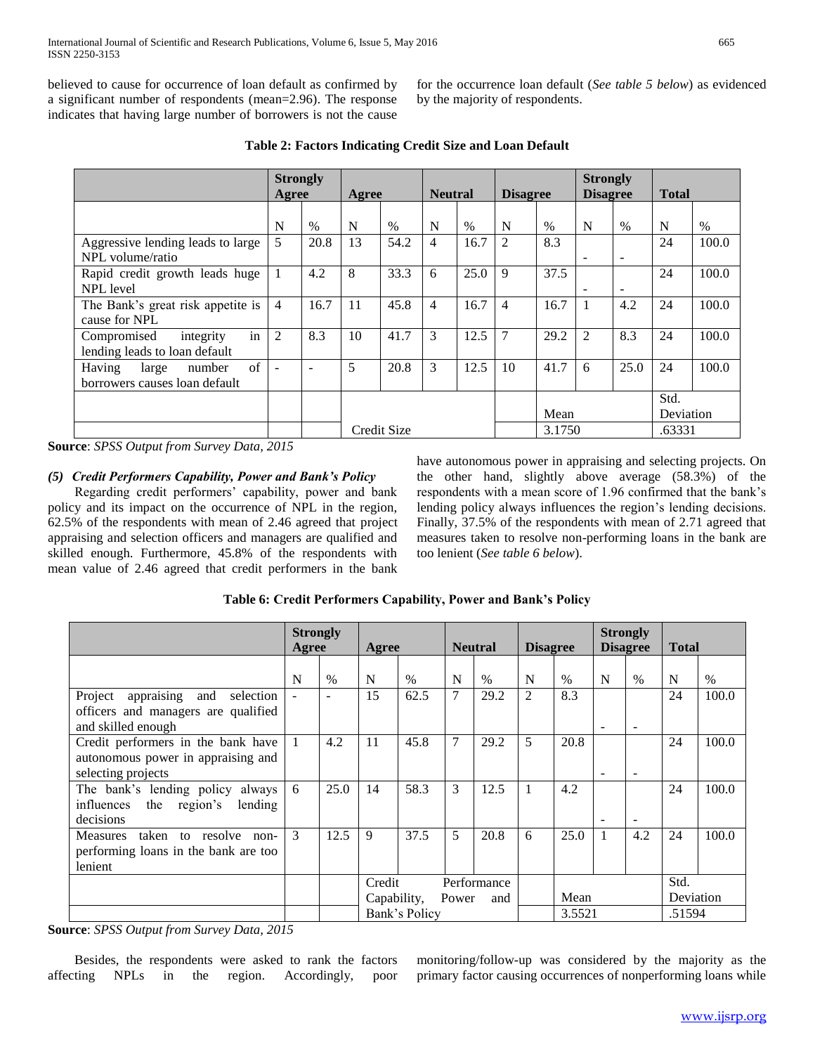believed to cause for occurrence of loan default as confirmed by a significant number of respondents (mean=2.96). The response indicates that having large number of borrowers is not the cause for the occurrence loan default (*See table 5 below*) as evidenced by the majority of respondents.

**Table 2: Factors Indicating Credit Size and Loan Default**

| | Strongly Agree | | Agree | | Neutral | | Disagree | | Strongly Disagree | | Total | |
|---|---|---|---|---|---|---|---|---|---|---|---|---|
| | N | % | N | % | N | % | N | % | N | % | N | % |
| Aggressive lending leads to large NPL volume/ratio | 5 | 20.8 | 13 | 54.2 | 4 | 16.7 | 2 | 8.3 | - | - | 24 | 100.0 |
| Rapid credit growth leads huge NPL level | 1 | 4.2 | 8 | 33.3 | 6 | 25.0 | 9 | 37.5 | - | - | 24 | 100.0 |
| The Bank's great risk appetite is cause for NPL | 4 | 16.7 | 11 | 45.8 | 4 | 16.7 | 4 | 16.7 | 1 | 4.2 | 24 | 100.0 |
| Compromised integrity in lending leads to loan default | 2 | 8.3 | 10 | 41.7 | 3 | 12.5 | 7 | 29.2 | 2 | 8.3 | 24 | 100.0 |
| Having large number of borrowers causes loan default | - | - | 5 | 20.8 | 3 | 12.5 | 10 | 41.7 | 6 | 25.0 | 24 | 100.0 |
| | | | | | | | | Mean | | | Std. Deviation | |
| | | | Credit Size | | | | | 3.1750 | | | .63331 | |

**Source**: *SPSS Output from Survey Data, 2015*

### *(5) Credit Performers Capability, Power and Bank's Policy*

Regarding credit performers' capability, power and bank policy and its impact on the occurrence of NPL in the region, 62.5% of the respondents with mean of 2.46 agreed that project appraising and selection officers and managers are qualified and skilled enough. Furthermore, 45.8% of the respondents with mean value of 2.46 agreed that credit performers in the bank have autonomous power in appraising and selecting projects. On the other hand, slightly above average (58.3%) of the respondents with a mean score of 1.96 confirmed that the bank's lending policy always influences the region's lending decisions. Finally, 37.5% of the respondents with mean of 2.71 agreed that measures taken to resolve non-performing loans in the bank are too lenient (*See table 6 below*).

**Table 6: Credit Performers Capability, Power and Bank's Policy**

| | Strongly Agree | | Agree | | Neutral | | Disagree | | Strongly Disagree | | Total | |
|---|---|---|---|---|---|---|---|---|---|---|---|---|
| | N | % | N | % | N | % | N | % | N | % | N | % |
| Project appraising and selection officers and managers are qualified and skilled enough | - | - | 15 | 62.5 | 7 | 29.2 | 2 | 8.3 | - | - | 24 | 100.0 |
| Credit performers in the bank have autonomous power in appraising and selecting projects | 1 | 4.2 | 11 | 45.8 | 7 | 29.2 | 5 | 20.8 | - | - | 24 | 100.0 |
| The bank's lending policy always influences the region's lending decisions | 6 | 25.0 | 14 | 58.3 | 3 | 12.5 | 1 | 4.2 | - | - | 24 | 100.0 |
| Measures taken to resolve non-performing loans in the bank are too lenient | 3 | 12.5 | 9 | 37.5 | 5 | 20.8 | 6 | 25.0 | 1 | 4.2 | 24 | 100.0 |
| | | | Credit Performance Capability, Power and Bank's Policy | | | | | Mean | | | Std. Deviation | |
| | | | | | | | | 3.5521 | | | .51594 | |

**Source**: *SPSS Output from Survey Data, 2015*

Besides, the respondents were asked to rank the factors affecting NPLs in the region. Accordingly, poor monitoring/follow-up was considered by the majority as the primary factor causing occurrences of nonperforming loans while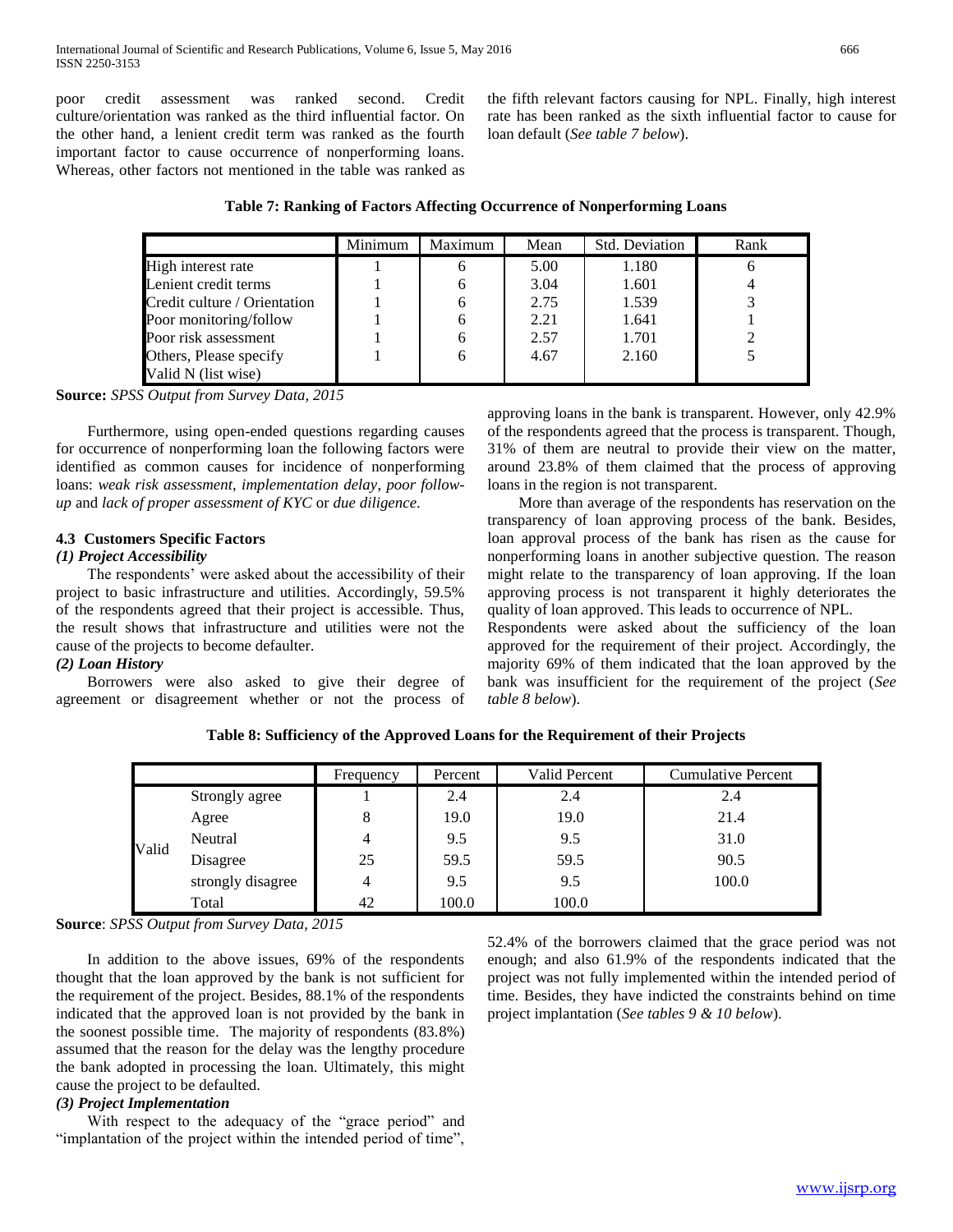poor credit assessment was ranked second. Credit culture/orientation was ranked as the third influential factor. On the other hand, a lenient credit term was ranked as the fourth important factor to cause occurrence of nonperforming loans. Whereas, other factors not mentioned in the table was ranked as the fifth relevant factors causing for NPL. Finally, high interest rate has been ranked as the sixth influential factor to cause for loan default (*See table 7 below*).

**Table 7: Ranking of Factors Affecting Occurrence of Nonperforming Loans**

| | Minimum | Maximum | Mean | Std. Deviation | Rank |
|---|---|---|---|---|---|
| High interest rate | 1 | 6 | 5.00 | 1.180 | 6 |
| Lenient credit terms | 1 | 6 | 3.04 | 1.601 | 4 |
| Credit culture / Orientation | 1 | 6 | 2.75 | 1.539 | 3 |
| Poor monitoring/follow | 1 | 6 | 2.21 | 1.641 | 1 |
| Poor risk assessment | 1 | 6 | 2.57 | 1.701 | 2 |
| Others, Please specify | 1 | 6 | 4.67 | 2.160 | 5 |
| Valid N (list wise) | | | | | |

**Source:** *SPSS Output from Survey Data, 2015*

Furthermore, using open-ended questions regarding causes for occurrence of nonperforming loan the following factors were identified as common causes for incidence of nonperforming loans: *weak risk assessment*, *implementation delay*, *poor follow-up* and *lack of proper assessment of KYC* or *due diligence*.

### 4.3 Customers Specific Factors

#### *(1) Project Accessibility*

The respondents' were asked about the accessibility of their project to basic infrastructure and utilities. Accordingly, 59.5% of the respondents agreed that their project is accessible. Thus, the result shows that infrastructure and utilities were not the cause of the projects to become defaulter.

#### *(2) Loan History*

Borrowers were also asked to give their degree of agreement or disagreement whether or not the process of approving loans in the bank is transparent. However, only 42.9% of the respondents agreed that the process is transparent. Though, 31% of them are neutral to provide their view on the matter, around 23.8% of them claimed that the process of approving loans in the region is not transparent.

More than average of the respondents has reservation on the transparency of loan approving process of the bank. Besides, loan approval process of the bank has risen as the cause for nonperforming loans in another subjective question. The reason might relate to the transparency of loan approving. If the loan approving process is not transparent it highly deteriorates the quality of loan approved. This leads to occurrence of NPL.

Respondents were asked about the sufficiency of the loan approved for the requirement of their project. Accordingly, the majority 69% of them indicated that the loan approved by the bank was insufficient for the requirement of the project (*See table 8 below*).

**Table 8: Sufficiency of the Approved Loans for the Requirement of their Projects**

| | | Frequency | Percent | Valid Percent | Cumulative Percent |
|---|---|---|---|---|---|
| Valid | Strongly agree | 1 | 2.4 | 2.4 | 2.4 |
| | Agree | 8 | 19.0 | 19.0 | 21.4 |
| | Neutral | 4 | 9.5 | 9.5 | 31.0 |
| | Disagree | 25 | 59.5 | 59.5 | 90.5 |
| | strongly disagree | 4 | 9.5 | 9.5 | 100.0 |
| | Total | 42 | 100.0 | 100.0 | |

**Source**: *SPSS Output from Survey Data, 2015*

In addition to the above issues, 69% of the respondents thought that the loan approved by the bank is not sufficient for the requirement of the project. Besides, 88.1% of the respondents indicated that the approved loan is not provided by the bank in the soonest possible time. The majority of respondents (83.8%) assumed that the reason for the delay was the lengthy procedure the bank adopted in processing the loan. Ultimately, this might cause the project to be defaulted.

#### *(3) Project Implementation*

With respect to the adequacy of the "grace period" and "implantation of the project within the intended period of time", 52.4% of the borrowers claimed that the grace period was not enough; and also 61.9% of the respondents indicated that the project was not fully implemented within the intended period of time. Besides, they have indicted the constraints behind on time project implantation (*See tables 9 & 10 below*).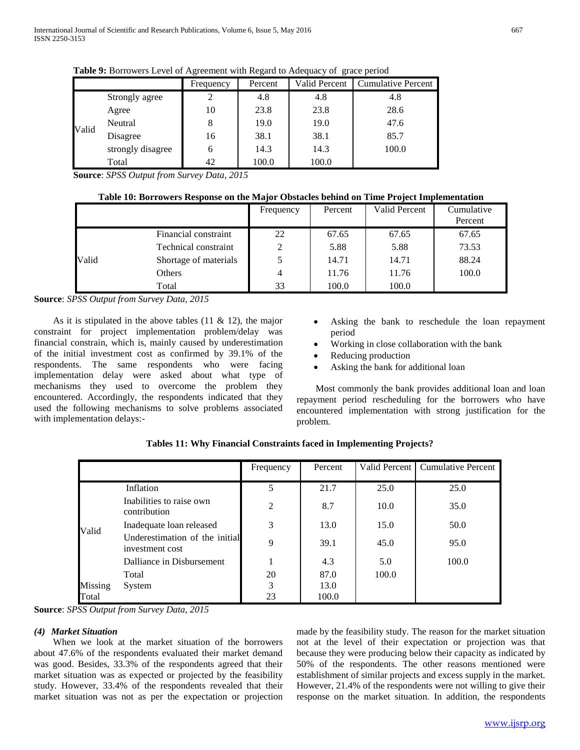**Table 9:** Borrowers Level of Agreement with Regard to Adequacy of grace period

| | | Frequency | Percent | Valid Percent | Cumulative Percent |
|---|---|---|---|---|---|
| Valid | Strongly agree | 2 | 4.8 | 4.8 | 4.8 |
| | Agree | 10 | 23.8 | 23.8 | 28.6 |
| | Neutral | 8 | 19.0 | 19.0 | 47.6 |
| | Disagree | 16 | 38.1 | 38.1 | 85.7 |
| | strongly disagree | 6 | 14.3 | 14.3 | 100.0 |
| | Total | 42 | 100.0 | 100.0 | |

**Source**: *SPSS Output from Survey Data, 2015*

**Table 10: Borrowers Response on the Major Obstacles behind on Time Project Implementation**

| | | Frequency | Percent | Valid Percent | Cumulative Percent |
|---|---|---|---|---|---|
| Valid | Financial constraint | 22 | 67.65 | 67.65 | 67.65 |
| | Technical constraint | 2 | 5.88 | 5.88 | 73.53 |
| | Shortage of materials | 5 | 14.71 | 14.71 | 88.24 |
| | Others | 4 | 11.76 | 11.76 | 100.0 |
| | Total | 33 | 100.0 | 100.0 | |

**Source**: *SPSS Output from Survey Data, 2015*

As it is stipulated in the above tables (11 & 12), the major constraint for project implementation problem/delay was financial constrain, which is, mainly caused by underestimation of the initial investment cost as confirmed by 39.1% of the respondents. The same respondents who were facing implementation delay were asked about what type of mechanisms they used to overcome the problem they encountered. Accordingly, the respondents indicated that they used the following mechanisms to solve problems associated with implementation delays:-

- Asking the bank to reschedule the loan repayment period
- Working in close collaboration with the bank
- Reducing production
- Asking the bank for additional loan

Most commonly the bank provides additional loan and loan repayment period rescheduling for the borrowers who have encountered implementation with strong justification for the problem.

**Tables 11: Why Financial Constraints faced in Implementing Projects?**

| | | Frequency | Percent | Valid Percent | Cumulative Percent |
|---|---|---|---|---|---|
| Valid | Inflation | 5 | 21.7 | 25.0 | 25.0 |
| | Inabilities to raise own contribution | 2 | 8.7 | 10.0 | 35.0 |
| | Inadequate loan released | 3 | 13.0 | 15.0 | 50.0 |
| | Underestimation of the initial investment cost | 9 | 39.1 | 45.0 | 95.0 |
| | Dalliance in Disbursement | 1 | 4.3 | 5.0 | 100.0 |
| | Total | 20 | 87.0 | 100.0 | |
| Missing | System | 3 | 13.0 | | |
| Total | | 23 | 100.0 | | |

**Source**: *SPSS Output from Survey Data, 2015*

***(4) Market Situation***

When we look at the market situation of the borrowers about 47.6% of the respondents evaluated their market demand was good. Besides, 33.3% of the respondents agreed that their market situation was as expected or projected by the feasibility study. However, 33.4% of the respondents revealed that their market situation was not as per the expectation or projection made by the feasibility study. The reason for the market situation not at the level of their expectation or projection was that because they were producing below their capacity as indicated by 50% of the respondents. The other reasons mentioned were establishment of similar projects and excess supply in the market. However, 21.4% of the respondents were not willing to give their response on the market situation. In addition, the respondents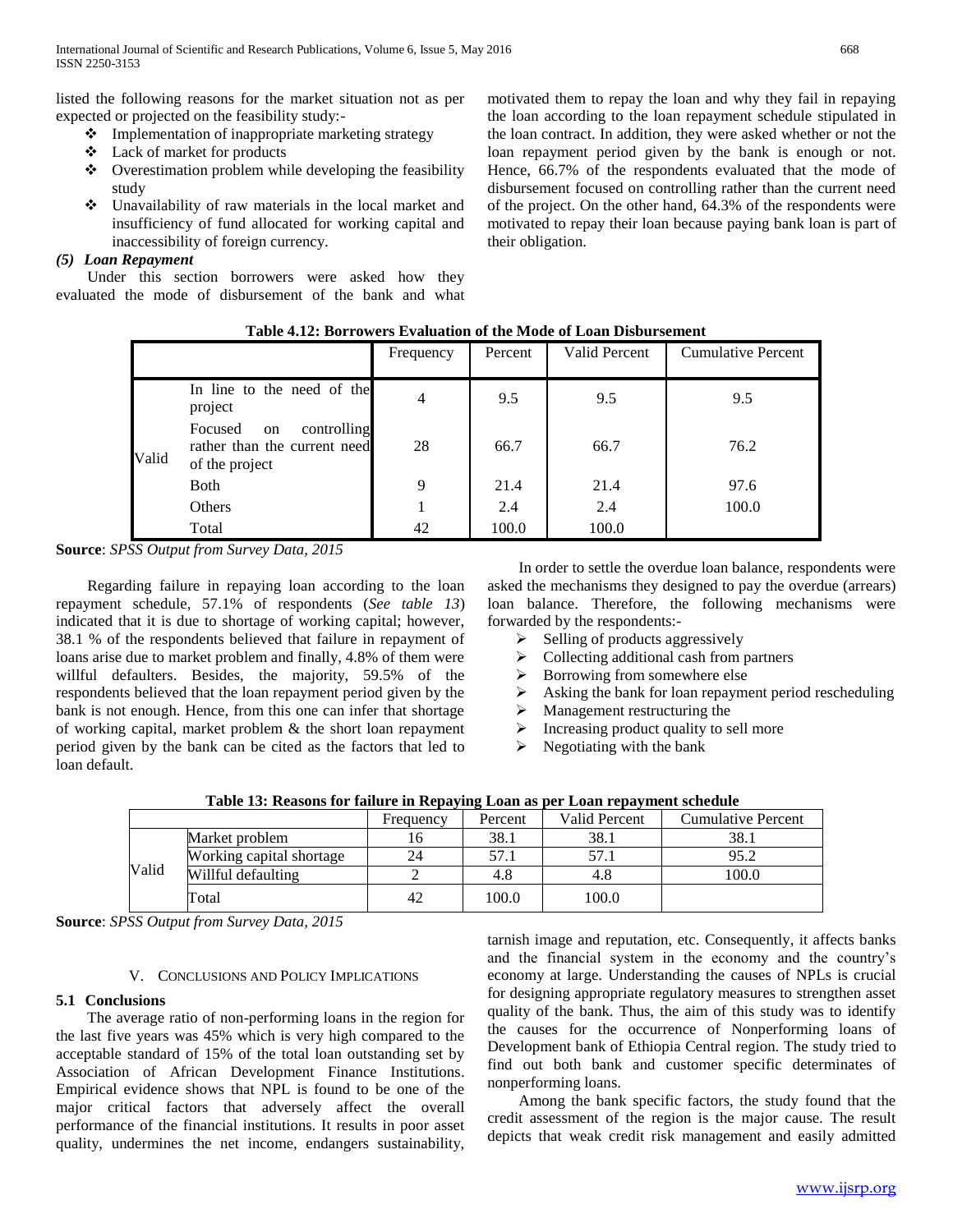listed the following reasons for the market situation not as per expected or projected on the feasibility study:-

- Implementation of inappropriate marketing strategy
- Lack of market for products
- Overestimation problem while developing the feasibility study
- Unavailability of raw materials in the local market and insufficiency of fund allocated for working capital and inaccessibility of foreign currency.

### *(5) Loan Repayment*

Under this section borrowers were asked how they evaluated the mode of disbursement of the bank and what motivated them to repay the loan and why they fail in repaying the loan according to the loan repayment schedule stipulated in the loan contract. In addition, they were asked whether or not the loan repayment period given by the bank is enough or not. Hence, 66.7% of the respondents evaluated that the mode of disbursement focused on controlling rather than the current need of the project. On the other hand, 64.3% of the respondents were motivated to repay their loan because paying bank loan is part of their obligation.

**Table 4.12: Borrowers Evaluation of the Mode of Loan Disbursement**

| | | Frequency | Percent | Valid Percent | Cumulative Percent |
|---|---|---|---|---|---|
| Valid | In line to the need of the project | 4 | 9.5 | 9.5 | 9.5 |
| | Focused on controlling rather than the current need of the project | 28 | 66.7 | 66.7 | 76.2 |
| | Both | 9 | 21.4 | 21.4 | 97.6 |
| | Others | 1 | 2.4 | 2.4 | 100.0 |
| | Total | 42 | 100.0 | 100.0 | |

**Source**: *SPSS Output from Survey Data, 2015*

Regarding failure in repaying loan according to the loan repayment schedule, 57.1% of respondents (*See table 13*) indicated that it is due to shortage of working capital; however, 38.1 % of the respondents believed that failure in repayment of loans arise due to market problem and finally, 4.8% of them were willful defaulters. Besides, the majority, 59.5% of the respondents believed that the loan repayment period given by the bank is not enough. Hence, from this one can infer that shortage of working capital, market problem & the short loan repayment period given by the bank can be cited as the factors that led to loan default.

In order to settle the overdue loan balance, respondents were asked the mechanisms they designed to pay the overdue (arrears) loan balance. Therefore, the following mechanisms were forwarded by the respondents:-

- Selling of products aggressively
- Collecting additional cash from partners
- Borrowing from somewhere else
- Asking the bank for loan repayment period rescheduling
- Management restructuring the
- Increasing product quality to sell more
- Negotiating with the bank

**Table 13: Reasons for failure in Repaying Loan as per Loan repayment schedule**

| | | Frequency | Percent | Valid Percent | Cumulative Percent |
|---|---|---|---|---|---|
| Valid | Market problem | 16 | 38.1 | 38.1 | 38.1 |
| | Working capital shortage | 24 | 57.1 | 57.1 | 95.2 |
| | Willful defaulting | 2 | 4.8 | 4.8 | 100.0 |
| | Total | 42 | 100.0 | 100.0 | |

**Source**: *SPSS Output from Survey Data, 2015*

## V. Conclusions and Policy Implications

### 5.1 Conclusions

The average ratio of non-performing loans in the region for the last five years was 45% which is very high compared to the acceptable standard of 15% of the total loan outstanding set by Association of African Development Finance Institutions. Empirical evidence shows that NPL is found to be one of the major critical factors that adversely affect the overall performance of the financial institutions. It results in poor asset quality, undermines the net income, endangers sustainability, tarnish image and reputation, etc. Consequently, it affects banks and the financial system in the economy and the country's economy at large. Understanding the causes of NPLs is crucial for designing appropriate regulatory measures to strengthen asset quality of the bank. Thus, the aim of this study was to identify the causes for the occurrence of Nonperforming loans of Development bank of Ethiopia Central region. The study tried to find out both bank and customer specific determinates of nonperforming loans.

Among the bank specific factors, the study found that the credit assessment of the region is the major cause. The result depicts that weak credit risk management and easily admitted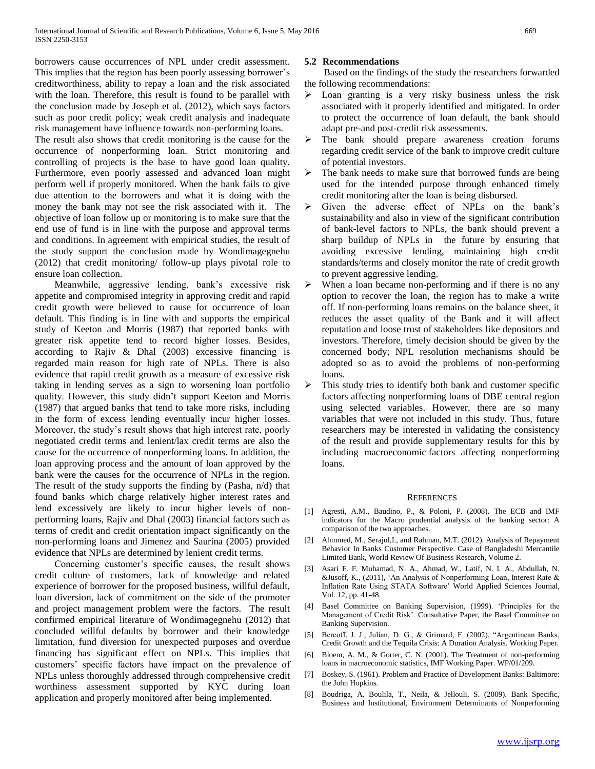borrowers cause occurrences of NPL under credit assessment. This implies that the region has been poorly assessing borrower's creditworthiness, ability to repay a loan and the risk associated with the loan. Therefore, this result is found to be parallel with the conclusion made by Joseph et al. (2012), which says factors such as poor credit policy; weak credit analysis and inadequate risk management have influence towards non-performing loans.
The result also shows that credit monitoring is the cause for the occurrence of nonperforming loan. Strict monitoring and controlling of projects is the base to have good loan quality. Furthermore, even poorly assessed and advanced loan might perform well if properly monitored. When the bank fails to give due attention to the borrowers and what it is doing with the money the bank may not see the risk associated with it. The objective of loan follow up or monitoring is to make sure that the end use of fund is in line with the purpose and approval terms and conditions. In agreement with empirical studies, the result of the study support the conclusion made by Wondimagegnehu (2012) that credit monitoring/ follow-up plays pivotal role to ensure loan collection.

Meanwhile, aggressive lending, bank's excessive risk appetite and compromised integrity in approving credit and rapid credit growth were believed to cause for occurrence of loan default. This finding is in line with and supports the empirical study of Keeton and Morris (1987) that reported banks with greater risk appetite tend to record higher losses. Besides, according to Rajiv & Dhal (2003) excessive financing is regarded main reason for high rate of NPLs. There is also evidence that rapid credit growth as a measure of excessive risk taking in lending serves as a sign to worsening loan portfolio quality. However, this study didn't support Keeton and Morris (1987) that argued banks that tend to take more risks, including in the form of excess lending eventually incur higher losses. Moreover, the study's result shows that high interest rate, poorly negotiated credit terms and lenient/lax credit terms are also the cause for the occurrence of nonperforming loans. In addition, the loan approving process and the amount of loan approved by the bank were the causes for the occurrence of NPLs in the region. The result of the study supports the finding by (Pasha, n/d) that found banks which charge relatively higher interest rates and lend excessively are likely to incur higher levels of non-performing loans, Rajiv and Dhal (2003) financial factors such as terms of credit and credit orientation impact significantly on the non-performing loans and Jimenez and Saurina (2005) provided evidence that NPLs are determined by lenient credit terms.

Concerning customer's specific causes, the result shows credit culture of customers, lack of knowledge and related experience of borrower for the proposed business, willful default, loan diversion, lack of commitment on the side of the promoter and project management problem were the factors. The result confirmed empirical literature of Wondimagegnehu (2012) that concluded willful defaults by borrower and their knowledge limitation, fund diversion for unexpected purposes and overdue financing has significant effect on NPLs. This implies that customers' specific factors have impact on the prevalence of NPLs unless thoroughly addressed through comprehensive credit worthiness assessment supported by KYC during loan application and properly monitored after being implemented.

## 5.2 Recommendations

Based on the findings of the study the researchers forwarded the following recommendations:

- Loan granting is a very risky business unless the risk associated with it properly identified and mitigated. In order to protect the occurrence of loan default, the bank should adapt pre-and post-credit risk assessments.
- The bank should prepare awareness creation forums regarding credit service of the bank to improve credit culture of potential investors.
- The bank needs to make sure that borrowed funds are being used for the intended purpose through enhanced timely credit monitoring after the loan is being disbursed.
- Given the adverse effect of NPLs on the bank's sustainability and also in view of the significant contribution of bank-level factors to NPLs, the bank should prevent a sharp buildup of NPLs in the future by ensuring that avoiding excessive lending, maintaining high credit standards/terms and closely monitor the rate of credit growth to prevent aggressive lending.
- When a loan became non-performing and if there is no any option to recover the loan, the region has to make a write off. If non-performing loans remains on the balance sheet, it reduces the asset quality of the Bank and it will affect reputation and loose trust of stakeholders like depositors and investors. Therefore, timely decision should be given by the concerned body; NPL resolution mechanisms should be adopted so as to avoid the problems of non-performing loans.
- This study tries to identify both bank and customer specific factors affecting nonperforming loans of DBE central region using selected variables. However, there are so many variables that were not included in this study. Thus, future researchers may be interested in validating the consistency of the result and provide supplementary results for this by including macroeconomic factors affecting nonperforming loans.

## References

[1] Agresti, A.M., Baudino, P., & Poloni, P. (2008). The ECB and IMF indicators for the Macro prudential analysis of the banking sector: A comparison of the two approaches.

[2] Ahmmed, M., Serajul,I., and Rahman, M.T. (2012). Analysis of Repayment Behavior In Banks Customer Perspective. Case of Bangladeshi Mercantile Limited Bank, World Review Of Business Research, Volume 2.

[3] Asari F. F. Muhamad, N. A., Ahmad, W., Latif, N. I. A., Abdullah, N. &Jusoff, K., (2011), 'An Analysis of Nonperforming Loan, Interest Rate & Inflation Rate Using STATA Software' World Applied Sciences Journal, Vol. 12, pp. 41-48.

[4] Basel Committee on Banking Supervision, (1999). 'Principles for the Management of Credit Risk'. Consultative Paper, the Basel Committee on Banking Supervision.

[5] Bercoff, J. J., Julian, D. G., & Grimard, F. (2002), "Argentinean Banks, Credit Growth and the Tequila Crisis: A Duration Analysis. Working Paper.

[6] Bloem, A. M., & Gorter, C. N. (2001). The Treatment of non-performing loans in macroeconomic statistics, IMF Working Paper. WP/01/209.

[7] Boskey, S. (1961). Problem and Practice of Development Banks: Baltimore: the John Hopkins.

[8] Boudriga, A. Boulila, T., Neila, & Jellouli, S. (2009). Bank Specific, Business and Institutional, Environment Determinants of Nonperforming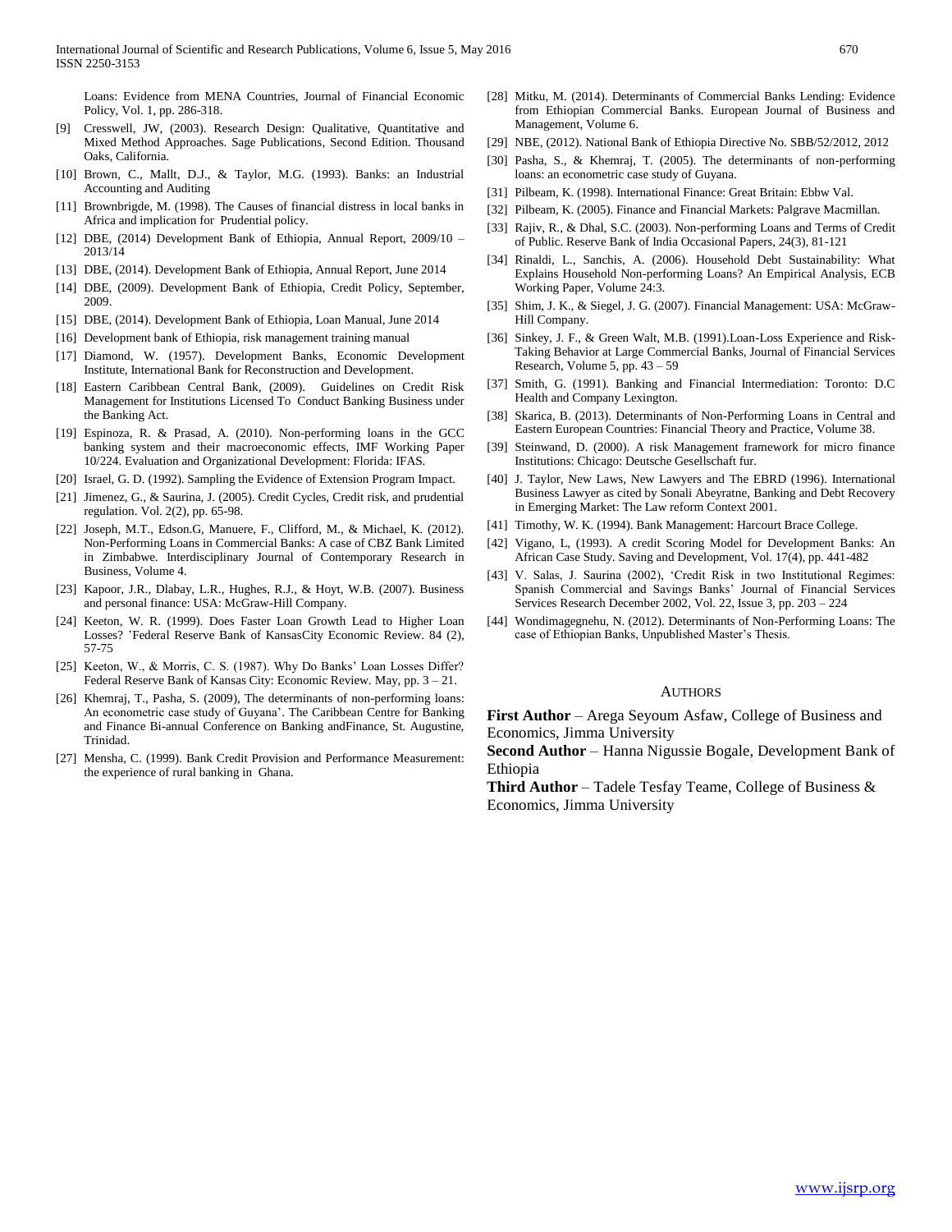Loans: Evidence from MENA Countries, Journal of Financial Economic Policy, Vol. 1, pp. 286-318.

[9] Cresswell, JW, (2003). Research Design: Qualitative, Quantitative and Mixed Method Approaches. Sage Publications, Second Edition. Thousand Oaks, California.

[10] Brown, C., Mallt, D.J., & Taylor, M.G. (1993). Banks: an Industrial Accounting and Auditing

[11] Brownbrigde, M. (1998). The Causes of financial distress in local banks in Africa and implication for Prudential policy.

[12] DBE, (2014) Development Bank of Ethiopia, Annual Report, 2009/10 – 2013/14

[13] DBE, (2014). Development Bank of Ethiopia, Annual Report, June 2014

[14] DBE, (2009). Development Bank of Ethiopia, Credit Policy, September, 2009.

[15] DBE, (2014). Development Bank of Ethiopia, Loan Manual, June 2014

[16] Development bank of Ethiopia, risk management training manual

[17] Diamond, W. (1957). Development Banks, Economic Development Institute, International Bank for Reconstruction and Development.

[18] Eastern Caribbean Central Bank, (2009). Guidelines on Credit Risk Management for Institutions Licensed To Conduct Banking Business under the Banking Act.

[19] Espinoza, R. & Prasad, A. (2010). Non-performing loans in the GCC banking system and their macroeconomic effects, IMF Working Paper 10/224. Evaluation and Organizational Development: Florida: IFAS.

[20] Israel, G. D. (1992). Sampling the Evidence of Extension Program Impact.

[21] Jimenez, G., & Saurina, J. (2005). Credit Cycles, Credit risk, and prudential regulation. Vol. 2(2), pp. 65-98.

[22] Joseph, M.T., Edson.G, Manuere, F., Clifford, M., & Michael, K. (2012). Non-Performing Loans in Commercial Banks: A case of CBZ Bank Limited in Zimbabwe. Interdisciplinary Journal of Contemporary Research in Business, Volume 4.

[23] Kapoor, J.R., Dlabay, L.R., Hughes, R.J., & Hoyt, W.B. (2007). Business and personal finance: USA: McGraw-Hill Company.

[24] Keeton, W. R. (1999). Does Faster Loan Growth Lead to Higher Loan Losses? 'Federal Reserve Bank of KansasCity Economic Review. 84 (2), 57-75

[25] Keeton, W., & Morris, C. S. (1987). Why Do Banks' Loan Losses Differ? Federal Reserve Bank of Kansas City: Economic Review. May, pp. 3 – 21.

[26] Khemraj, T., Pasha, S. (2009), The determinants of non-performing loans: An econometric case study of Guyana'. The Caribbean Centre for Banking and Finance Bi-annual Conference on Banking andFinance, St. Augustine, Trinidad.

[27] Mensha, C. (1999). Bank Credit Provision and Performance Measurement: the experience of rural banking in Ghana.

[28] Mitku, M. (2014). Determinants of Commercial Banks Lending: Evidence from Ethiopian Commercial Banks. European Journal of Business and Management, Volume 6.

[29] NBE, (2012). National Bank of Ethiopia Directive No. SBB/52/2012, 2012

[30] Pasha, S., & Khemraj, T. (2005). The determinants of non-performing loans: an econometric case study of Guyana.

[31] Pilbeam, K. (1998). International Finance: Great Britain: Ebbw Val.

[32] Pilbeam, K. (2005). Finance and Financial Markets: Palgrave Macmillan.

[33] Rajiv, R., & Dhal, S.C. (2003). Non-performing Loans and Terms of Credit of Public. Reserve Bank of India Occasional Papers, 24(3), 81-121

[34] Rinaldi, L., Sanchis, A. (2006). Household Debt Sustainability: What Explains Household Non-performing Loans? An Empirical Analysis, ECB Working Paper, Volume 24:3.

[35] Shim, J. K., & Siegel, J. G. (2007). Financial Management: USA: McGraw-Hill Company.

[36] Sinkey, J. F., & Green Walt, M.B. (1991).Loan-Loss Experience and Risk-Taking Behavior at Large Commercial Banks, Journal of Financial Services Research, Volume 5, pp. 43 – 59

[37] Smith, G. (1991). Banking and Financial Intermediation: Toronto: D.C Health and Company Lexington.

[38] Skarica, B. (2013). Determinants of Non-Performing Loans in Central and Eastern European Countries: Financial Theory and Practice, Volume 38.

[39] Steinwand, D. (2000). A risk Management framework for micro finance Institutions: Chicago: Deutsche Gesellschaft fur.

[40] J. Taylor, New Laws, New Lawyers and The EBRD (1996). International Business Lawyer as cited by Sonali Abeyratne, Banking and Debt Recovery in Emerging Market: The Law reform Context 2001.

[41] Timothy, W. K. (1994). Bank Management: Harcourt Brace College.

[42] Vigano, L, (1993). A credit Scoring Model for Development Banks: An African Case Study. Saving and Development, Vol. 17(4), pp. 441-482

[43] V. Salas, J. Saurina (2002), 'Credit Risk in two Institutional Regimes: Spanish Commercial and Savings Banks' Journal of Financial Services Services Research December 2002, Vol. 22, Issue 3, pp. 203 – 224

[44] Wondimagegnehu, N. (2012). Determinants of Non-Performing Loans: The case of Ethiopian Banks, Unpublished Master's Thesis.

## Authors

**First Author** – Arega Seyoum Asfaw, College of Business and Economics, Jimma University

**Second Author** – Hanna Nigussie Bogale, Development Bank of Ethiopia

**Third Author** – Tadele Tesfay Teame, College of Business & Economics, Jimma University